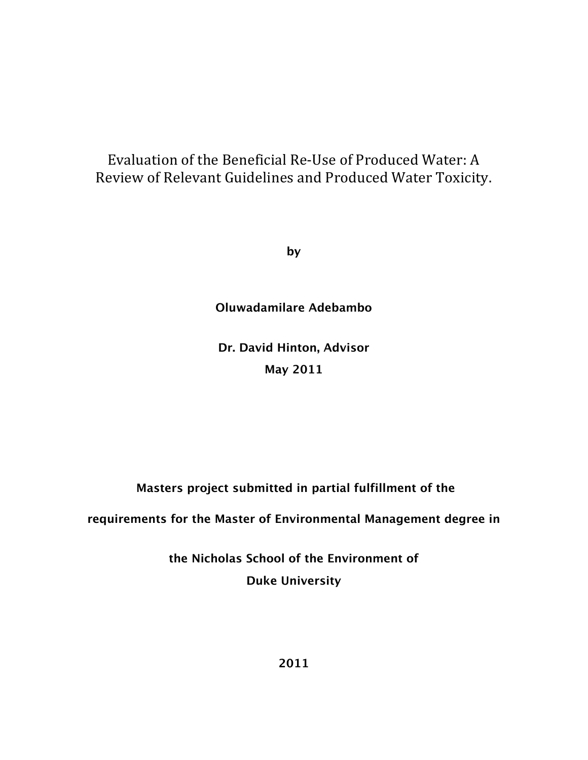# Evaluation of the Beneficial Re-Use of Produced Water: A Review of Relevant Guidelines and Produced Water Toxicity.

**by**

**Oluwadamilare Adebambo**

**Dr. David Hinton, Advisor**

**May 2011**

**Masters project submitted in partial fulfillment of the**

**requirements for the Master of Environmental Management degree in**

**the Nicholas School of the Environment of**

**Duke University**

**2011**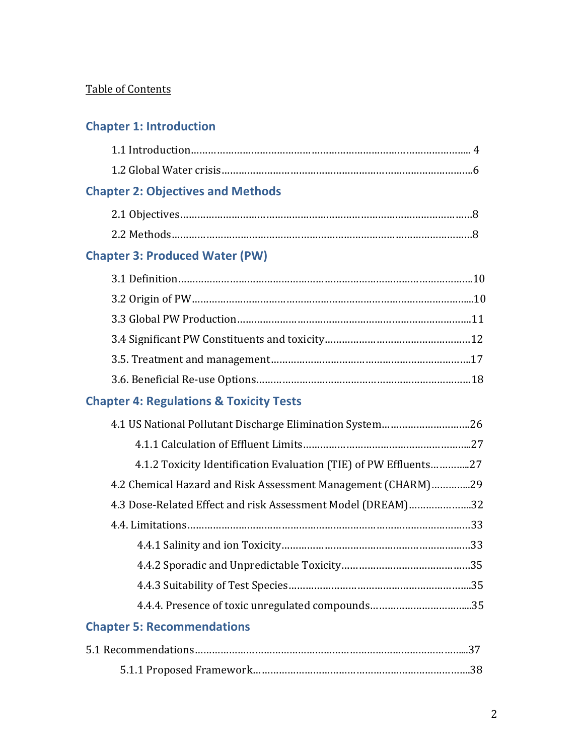Table of Contents

## Chapter 1: Introduction

1.1 Introduction…… 4

1.2 Global Water crisis…… 6

## Chapter 2: Objectives and Methods

2.1 Objectives…… 8

2.2 Methods…… 8

## Chapter 3: Produced Water (PW)

3.1 Definition…… 10

3.2 Origin of PW…… 10

3.3 Global PW Production…… 11

3.4 Significant PW Constituents and toxicity…… 12

3.5. Treatment and management…… 17

3.6. Beneficial Re-use Options…… 18

## Chapter 4: Regulations & Toxicity Tests

4.1 US National Pollutant Discharge Elimination System…… 26

4.1.1 Calculation of Effluent Limits…… 27

4.1.2 Toxicity Identification Evaluation (TIE) of PW Effluents…… 27

4.2 Chemical Hazard and Risk Assessment Management (CHARM)…… 29

4.3 Dose-Related Effect and risk Assessment Model (DREAM)…… 32

4.4. Limitations…… 33

4.4.1 Salinity and ion Toxicity…… 33

4.4.2 Sporadic and Unpredictable Toxicity…… 35

4.4.3 Suitability of Test Species…… 35

4.4.4. Presence of toxic unregulated compounds…… 35

## Chapter 5: Recommendations

5.1 Recommendations…… 37

5.1.1 Proposed Framework…… 38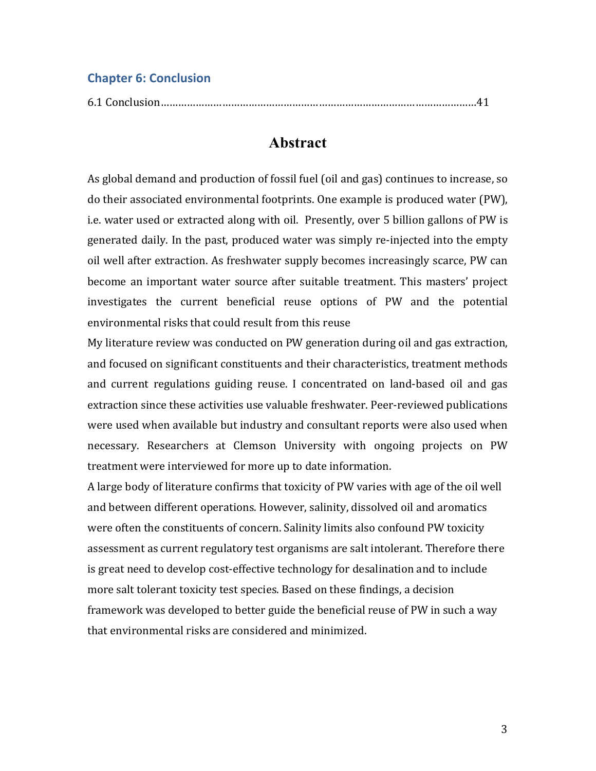## Chapter 6: Conclusion

6.1 Conclusion……………………………………………………………………………………………41

# Abstract

As global demand and production of fossil fuel (oil and gas) continues to increase, so do their associated environmental footprints. One example is produced water (PW), i.e. water used or extracted along with oil. Presently, over 5 billion gallons of PW is generated daily. In the past, produced water was simply re-injected into the empty oil well after extraction. As freshwater supply becomes increasingly scarce, PW can become an important water source after suitable treatment. This masters' project investigates the current beneficial reuse options of PW and the potential environmental risks that could result from this reuse

My literature review was conducted on PW generation during oil and gas extraction, and focused on significant constituents and their characteristics, treatment methods and current regulations guiding reuse. I concentrated on land-based oil and gas extraction since these activities use valuable freshwater. Peer-reviewed publications were used when available but industry and consultant reports were also used when necessary. Researchers at Clemson University with ongoing projects on PW treatment were interviewed for more up to date information.

A large body of literature confirms that toxicity of PW varies with age of the oil well and between different operations. However, salinity, dissolved oil and aromatics were often the constituents of concern. Salinity limits also confound PW toxicity assessment as current regulatory test organisms are salt intolerant. Therefore there is great need to develop cost-effective technology for desalination and to include more salt tolerant toxicity test species. Based on these findings, a decision framework was developed to better guide the beneficial reuse of PW in such a way that environmental risks are considered and minimized.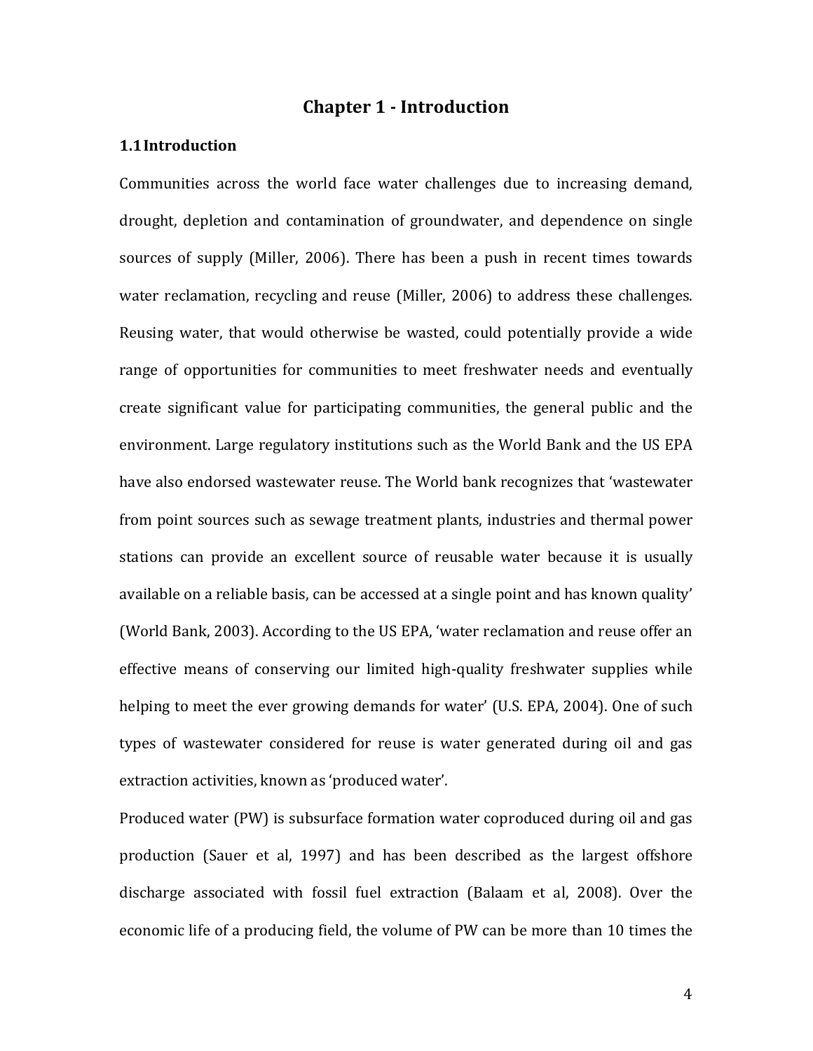# Chapter 1 - Introduction

## 1.1 Introduction

Communities across the world face water challenges due to increasing demand, drought, depletion and contamination of groundwater, and dependence on single sources of supply (Miller, 2006). There has been a push in recent times towards water reclamation, recycling and reuse (Miller, 2006) to address these challenges. Reusing water, that would otherwise be wasted, could potentially provide a wide range of opportunities for communities to meet freshwater needs and eventually create significant value for participating communities, the general public and the environment. Large regulatory institutions such as the World Bank and the US EPA have also endorsed wastewater reuse. The World bank recognizes that 'wastewater from point sources such as sewage treatment plants, industries and thermal power stations can provide an excellent source of reusable water because it is usually available on a reliable basis, can be accessed at a single point and has known quality' (World Bank, 2003). According to the US EPA, 'water reclamation and reuse offer an effective means of conserving our limited high-quality freshwater supplies while helping to meet the ever growing demands for water' (U.S. EPA, 2004). One of such types of wastewater considered for reuse is water generated during oil and gas extraction activities, known as 'produced water'.

Produced water (PW) is subsurface formation water coproduced during oil and gas production (Sauer et al, 1997) and has been described as the largest offshore discharge associated with fossil fuel extraction (Balaam et al, 2008). Over the economic life of a producing field, the volume of PW can be more than 10 times the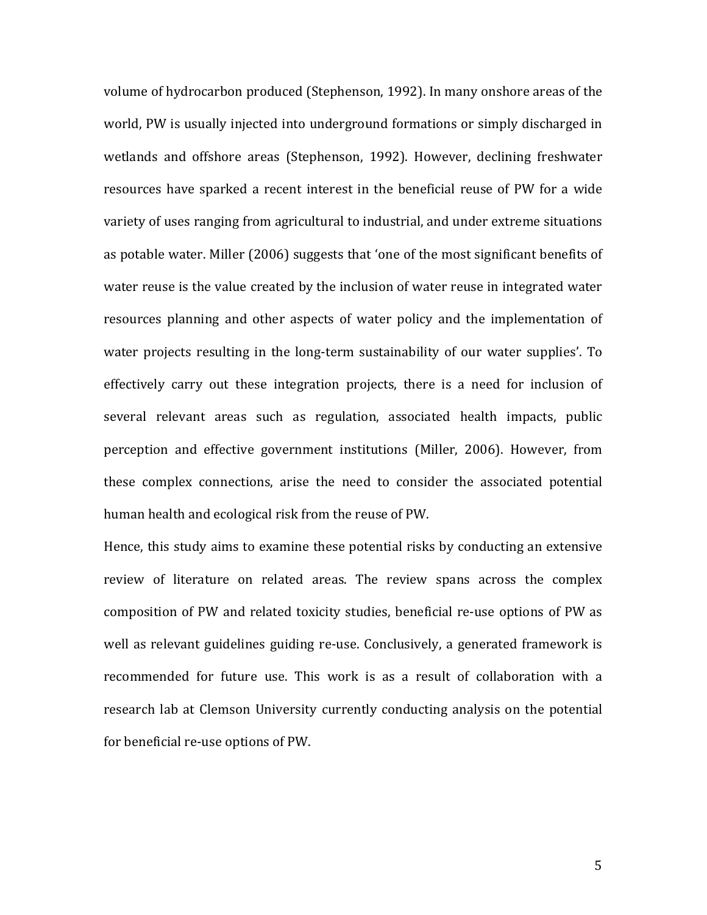volume of hydrocarbon produced (Stephenson, 1992). In many onshore areas of the world, PW is usually injected into underground formations or simply discharged in wetlands and offshore areas (Stephenson, 1992). However, declining freshwater resources have sparked a recent interest in the beneficial reuse of PW for a wide variety of uses ranging from agricultural to industrial, and under extreme situations as potable water. Miller (2006) suggests that 'one of the most significant benefits of water reuse is the value created by the inclusion of water reuse in integrated water resources planning and other aspects of water policy and the implementation of water projects resulting in the long-term sustainability of our water supplies'. To effectively carry out these integration projects, there is a need for inclusion of several relevant areas such as regulation, associated health impacts, public perception and effective government institutions (Miller, 2006). However, from these complex connections, arise the need to consider the associated potential human health and ecological risk from the reuse of PW.

Hence, this study aims to examine these potential risks by conducting an extensive review of literature on related areas. The review spans across the complex composition of PW and related toxicity studies, beneficial re-use options of PW as well as relevant guidelines guiding re-use. Conclusively, a generated framework is recommended for future use. This work is as a result of collaboration with a research lab at Clemson University currently conducting analysis on the potential for beneficial re-use options of PW.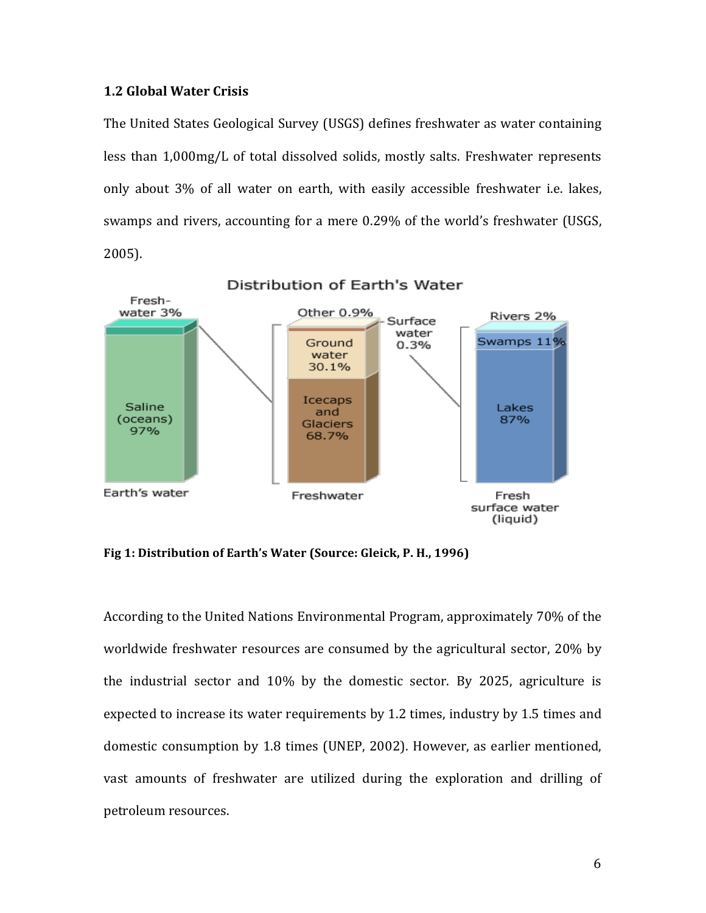### 1.2 Global Water Crisis

The United States Geological Survey (USGS) defines freshwater as water containing less than 1,000mg/L of total dissolved solids, mostly salts. Freshwater represents only about 3% of all water on earth, with easily accessible freshwater i.e. lakes, swamps and rivers, accounting for a mere 0.29% of the world's freshwater (USGS, 2005).

**Fig 1: Distribution of Earth's Water (Source: Gleick, P. H., 1996)**

According to the United Nations Environmental Program, approximately 70% of the worldwide freshwater resources are consumed by the agricultural sector, 20% by the industrial sector and 10% by the domestic sector. By 2025, agriculture is expected to increase its water requirements by 1.2 times, industry by 1.5 times and domestic consumption by 1.8 times (UNEP, 2002). However, as earlier mentioned, vast amounts of freshwater are utilized during the exploration and drilling of petroleum resources.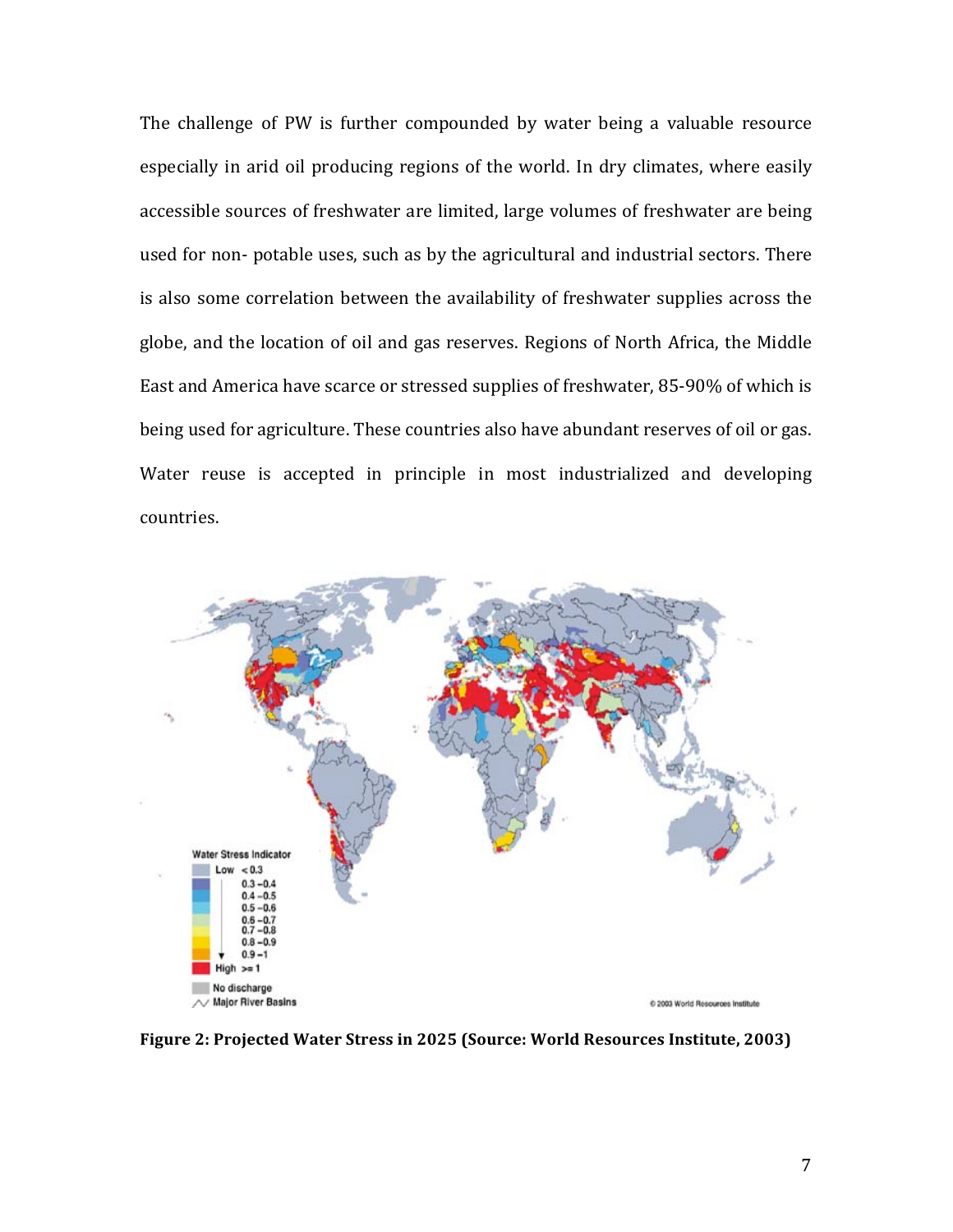The challenge of PW is further compounded by water being a valuable resource especially in arid oil producing regions of the world. In dry climates, where easily accessible sources of freshwater are limited, large volumes of freshwater are being used for non- potable uses, such as by the agricultural and industrial sectors. There is also some correlation between the availability of freshwater supplies across the globe, and the location of oil and gas reserves. Regions of North Africa, the Middle East and America have scarce or stressed supplies of freshwater, 85-90% of which is being used for agriculture. These countries also have abundant reserves of oil or gas. Water reuse is accepted in principle in most industrialized and developing countries.

**Figure 2: Projected Water Stress in 2025 (Source: World Resources Institute, 2003)**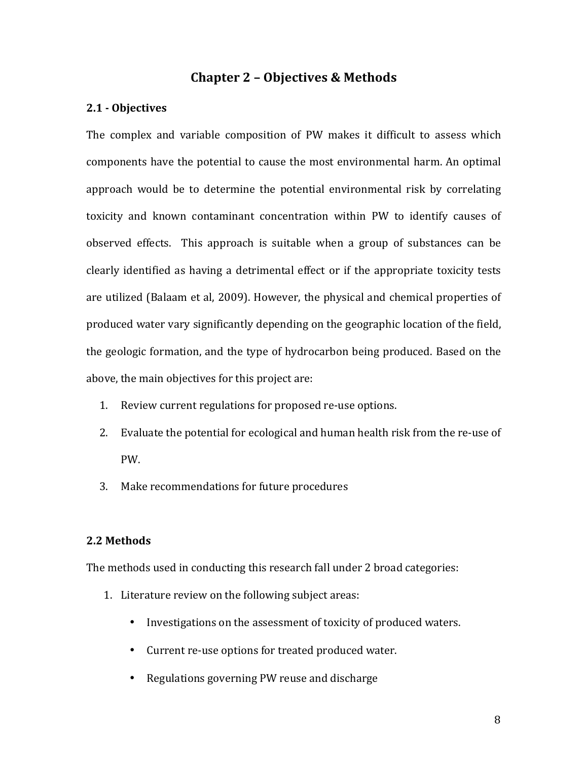# Chapter 2 – Objectives & Methods

## 2.1 - Objectives

The complex and variable composition of PW makes it difficult to assess which components have the potential to cause the most environmental harm. An optimal approach would be to determine the potential environmental risk by correlating toxicity and known contaminant concentration within PW to identify causes of observed effects. This approach is suitable when a group of substances can be clearly identified as having a detrimental effect or if the appropriate toxicity tests are utilized (Balaam et al, 2009). However, the physical and chemical properties of produced water vary significantly depending on the geographic location of the field, the geologic formation, and the type of hydrocarbon being produced. Based on the above, the main objectives for this project are:

1. Review current regulations for proposed re-use options.
2. Evaluate the potential for ecological and human health risk from the re-use of PW.
3. Make recommendations for future procedures

## 2.2 Methods

The methods used in conducting this research fall under 2 broad categories:

1. Literature review on the following subject areas:
    - Investigations on the assessment of toxicity of produced waters.
    - Current re-use options for treated produced water.
    - Regulations governing PW reuse and discharge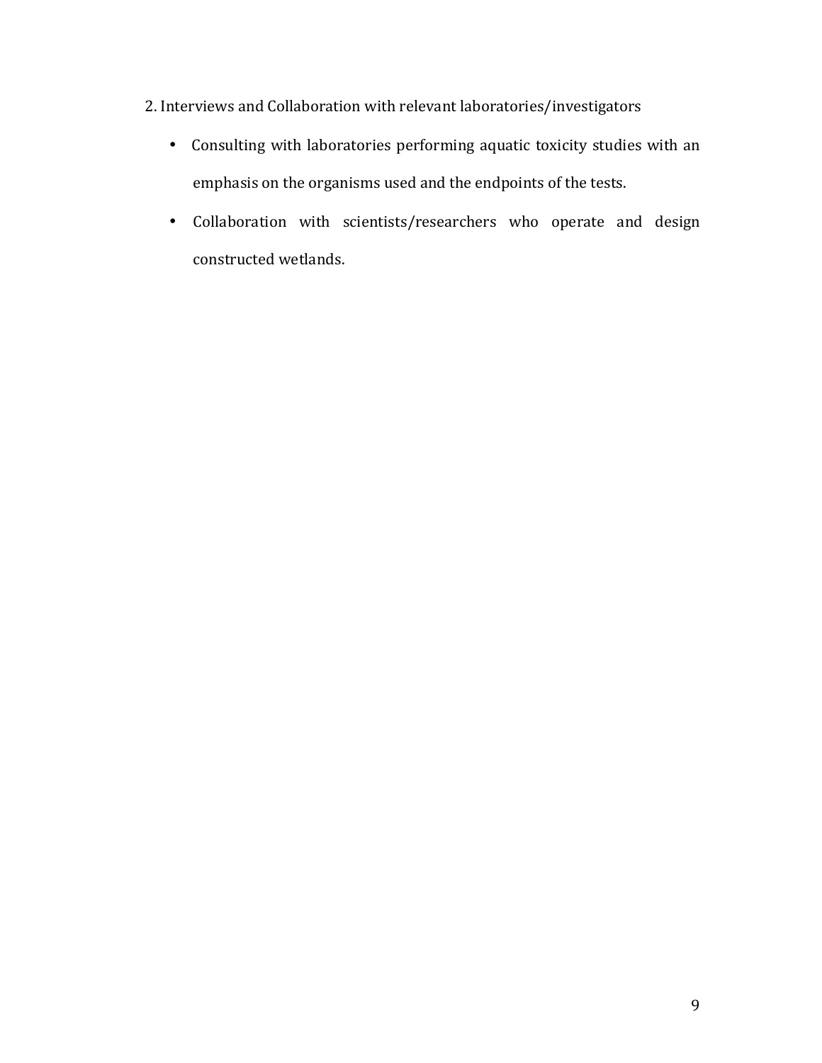2. Interviews and Collaboration with relevant laboratories/investigators

- Consulting with laboratories performing aquatic toxicity studies with an emphasis on the organisms used and the endpoints of the tests.
- Collaboration with scientists/researchers who operate and design constructed wetlands.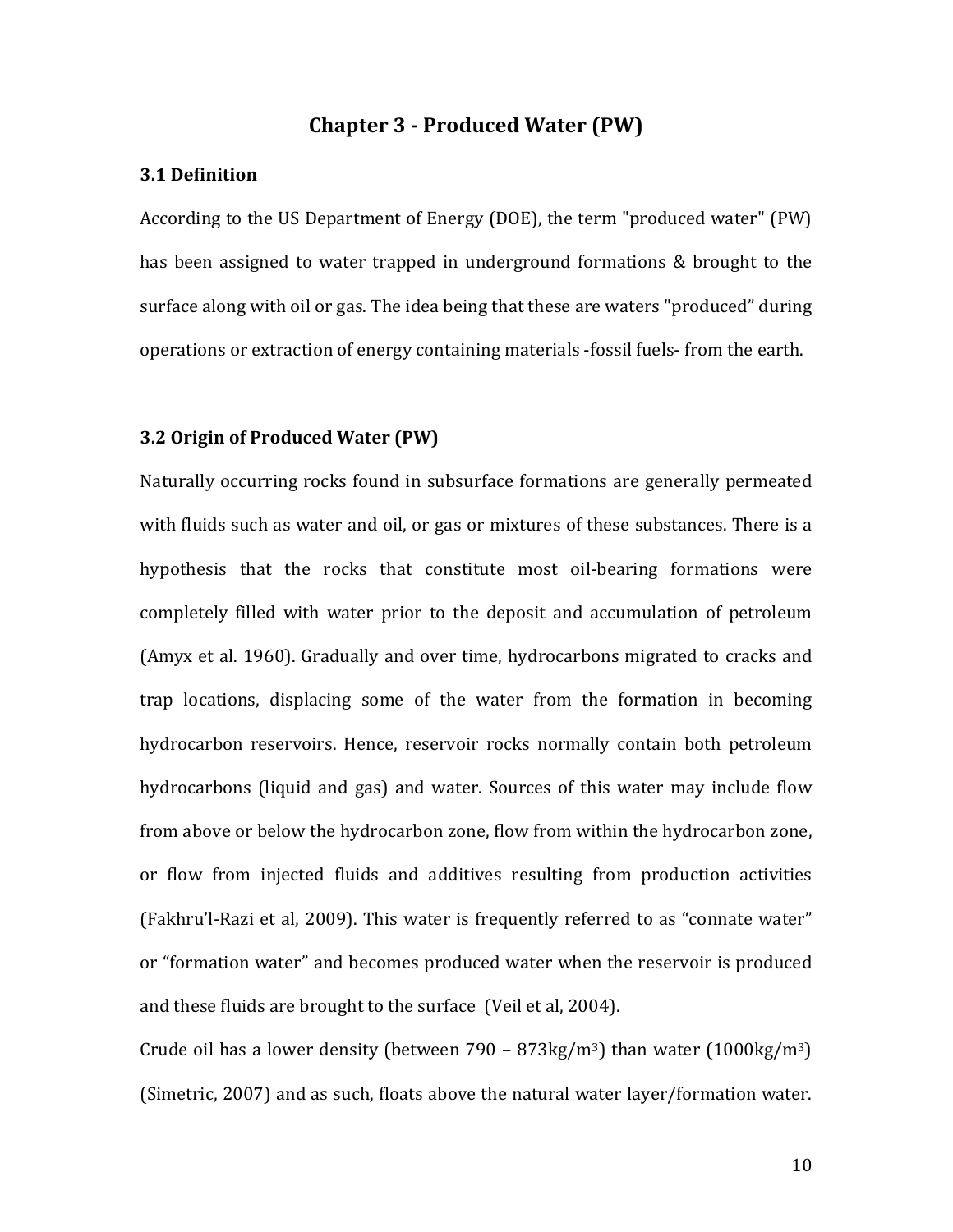## Chapter 3 - Produced Water (PW)

### 3.1 Definition

According to the US Department of Energy (DOE), the term "produced water" (PW) has been assigned to water trapped in underground formations & brought to the surface along with oil or gas. The idea being that these are waters "produced" during operations or extraction of energy containing materials -fossil fuels- from the earth.

### 3.2 Origin of Produced Water (PW)

Naturally occurring rocks found in subsurface formations are generally permeated with fluids such as water and oil, or gas or mixtures of these substances. There is a hypothesis that the rocks that constitute most oil-bearing formations were completely filled with water prior to the deposit and accumulation of petroleum (Amyx et al. 1960). Gradually and over time, hydrocarbons migrated to cracks and trap locations, displacing some of the water from the formation in becoming hydrocarbon reservoirs. Hence, reservoir rocks normally contain both petroleum hydrocarbons (liquid and gas) and water. Sources of this water may include flow from above or below the hydrocarbon zone, flow from within the hydrocarbon zone, or flow from injected fluids and additives resulting from production activities (Fakhru'l-Razi et al, 2009). This water is frequently referred to as "connate water" or "formation water" and becomes produced water when the reservoir is produced and these fluids are brought to the surface (Veil et al, 2004).

Crude oil has a lower density (between 790 – 873kg/m$^3$) than water (1000kg/m$^3$) (Simetric, 2007) and as such, floats above the natural water layer/formation water.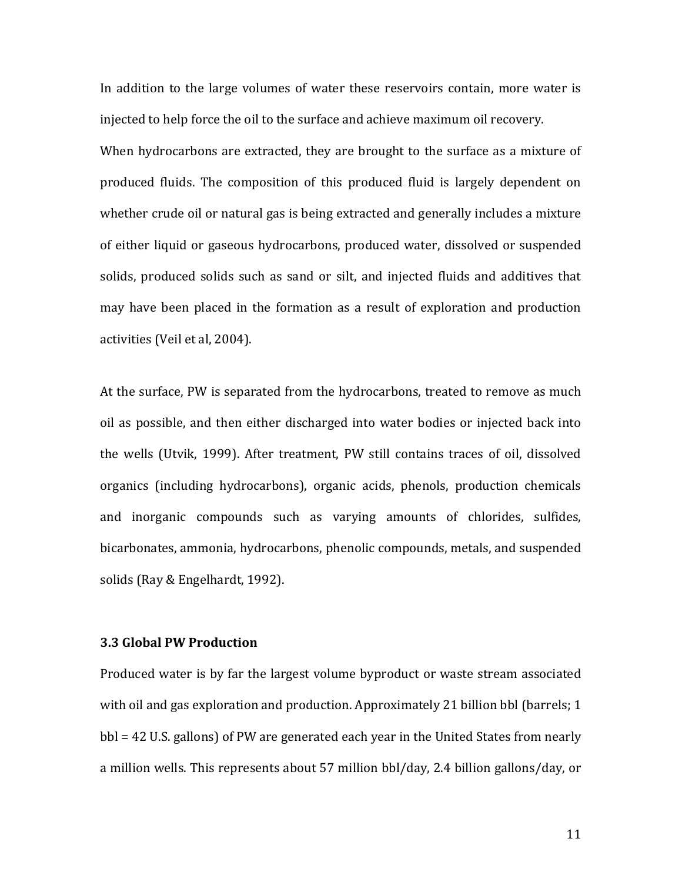In addition to the large volumes of water these reservoirs contain, more water is injected to help force the oil to the surface and achieve maximum oil recovery.

When hydrocarbons are extracted, they are brought to the surface as a mixture of produced fluids. The composition of this produced fluid is largely dependent on whether crude oil or natural gas is being extracted and generally includes a mixture of either liquid or gaseous hydrocarbons, produced water, dissolved or suspended solids, produced solids such as sand or silt, and injected fluids and additives that may have been placed in the formation as a result of exploration and production activities (Veil et al, 2004).

At the surface, PW is separated from the hydrocarbons, treated to remove as much oil as possible, and then either discharged into water bodies or injected back into the wells (Utvik, 1999). After treatment, PW still contains traces of oil, dissolved organics (including hydrocarbons), organic acids, phenols, production chemicals and inorganic compounds such as varying amounts of chlorides, sulfides, bicarbonates, ammonia, hydrocarbons, phenolic compounds, metals, and suspended solids (Ray & Engelhardt, 1992).

### 3.3 Global PW Production

Produced water is by far the largest volume byproduct or waste stream associated with oil and gas exploration and production. Approximately 21 billion bbl (barrels; 1 bbl = 42 U.S. gallons) of PW are generated each year in the United States from nearly a million wells. This represents about 57 million bbl/day, 2.4 billion gallons/day, or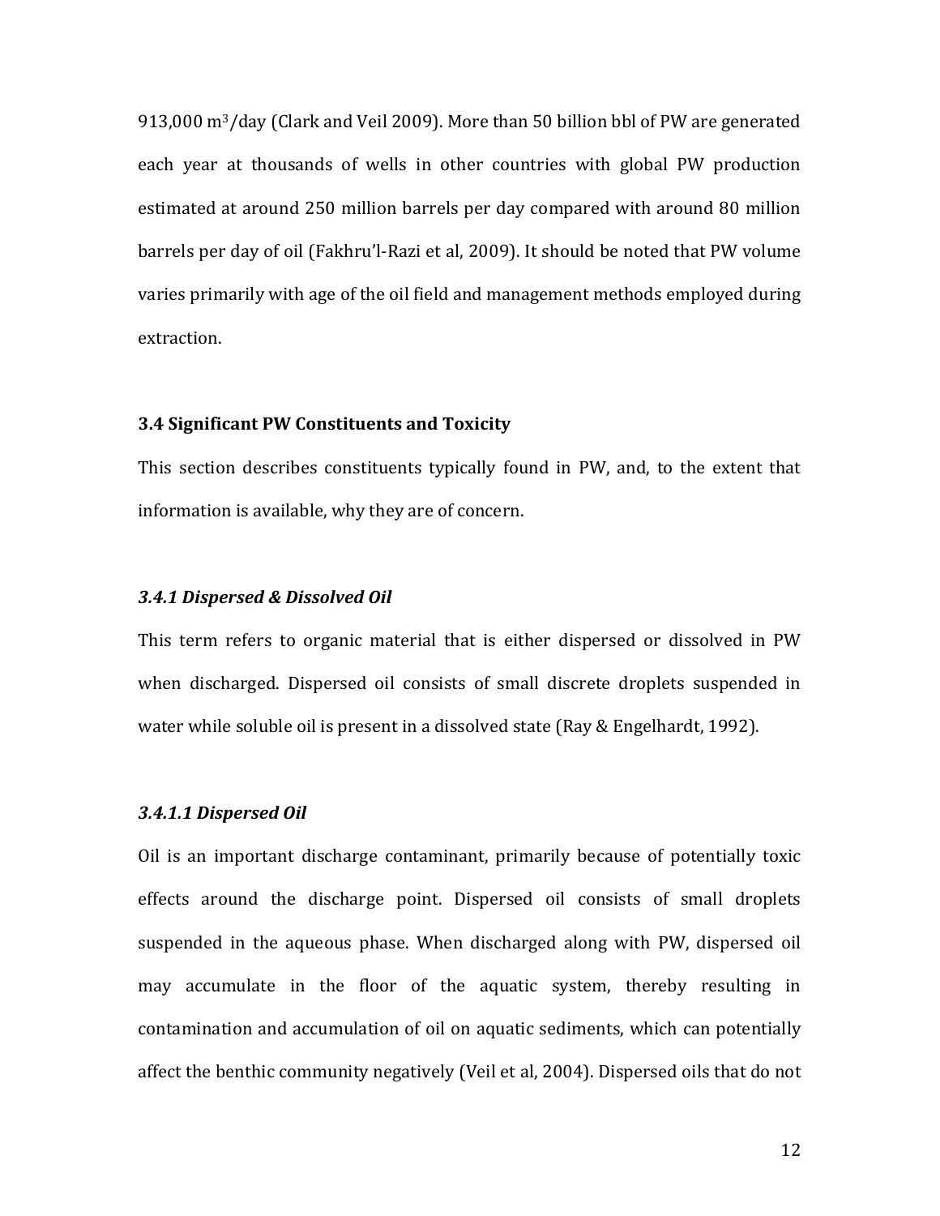913,000 $m^3$/day (Clark and Veil 2009). More than 50 billion bbl of PW are generated each year at thousands of wells in other countries with global PW production estimated at around 250 million barrels per day compared with around 80 million barrels per day of oil (Fakhru'l-Razi et al, 2009). It should be noted that PW volume varies primarily with age of the oil field and management methods employed during extraction.

### 3.4 Significant PW Constituents and Toxicity

This section describes constituents typically found in PW, and, to the extent that information is available, why they are of concern.

#### *3.4.1 Dispersed & Dissolved Oil*

This term refers to organic material that is either dispersed or dissolved in PW when discharged. Dispersed oil consists of small discrete droplets suspended in water while soluble oil is present in a dissolved state (Ray & Engelhardt, 1992).

##### *3.4.1.1 Dispersed Oil*

Oil is an important discharge contaminant, primarily because of potentially toxic effects around the discharge point. Dispersed oil consists of small droplets suspended in the aqueous phase. When discharged along with PW, dispersed oil may accumulate in the floor of the aquatic system, thereby resulting in contamination and accumulation of oil on aquatic sediments, which can potentially affect the benthic community negatively (Veil et al, 2004). Dispersed oils that do not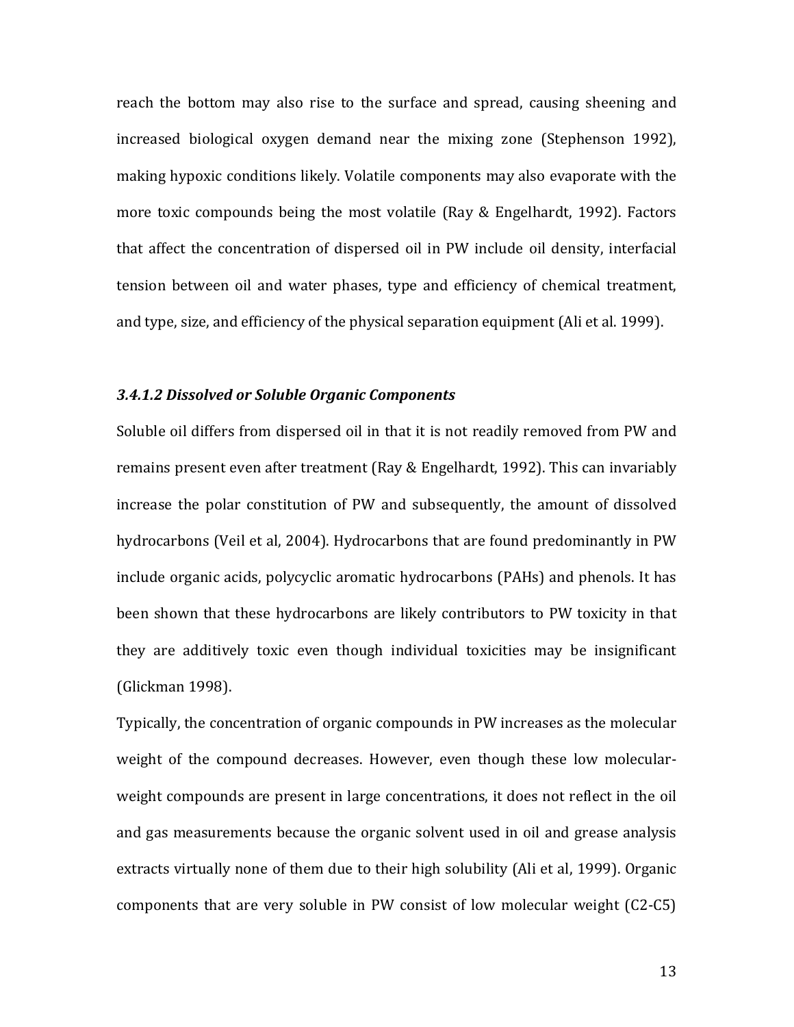reach the bottom may also rise to the surface and spread, causing sheening and increased biological oxygen demand near the mixing zone (Stephenson 1992), making hypoxic conditions likely. Volatile components may also evaporate with the more toxic compounds being the most volatile (Ray & Engelhardt, 1992). Factors that affect the concentration of dispersed oil in PW include oil density, interfacial tension between oil and water phases, type and efficiency of chemical treatment, and type, size, and efficiency of the physical separation equipment (Ali et al. 1999).

#### *3.4.1.2 Dissolved or Soluble Organic Components*

Soluble oil differs from dispersed oil in that it is not readily removed from PW and remains present even after treatment (Ray & Engelhardt, 1992). This can invariably increase the polar constitution of PW and subsequently, the amount of dissolved hydrocarbons (Veil et al, 2004). Hydrocarbons that are found predominantly in PW include organic acids, polycyclic aromatic hydrocarbons (PAHs) and phenols. It has been shown that these hydrocarbons are likely contributors to PW toxicity in that they are additively toxic even though individual toxicities may be insignificant (Glickman 1998).

Typically, the concentration of organic compounds in PW increases as the molecular weight of the compound decreases. However, even though these low molecular-weight compounds are present in large concentrations, it does not reflect in the oil and gas measurements because the organic solvent used in oil and grease analysis extracts virtually none of them due to their high solubility (Ali et al, 1999). Organic components that are very soluble in PW consist of low molecular weight (C2-C5)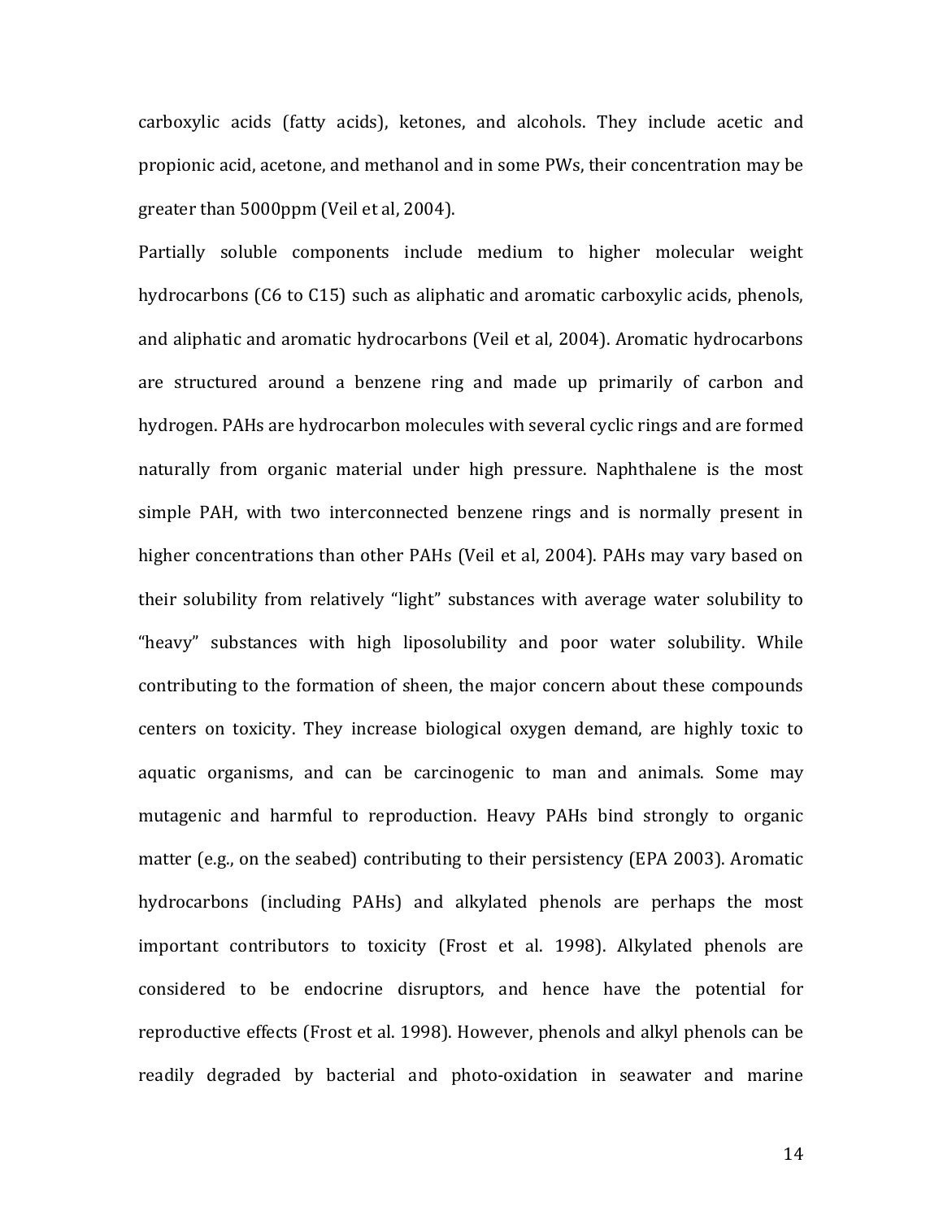carboxylic acids (fatty acids), ketones, and alcohols. They include acetic and propionic acid, acetone, and methanol and in some PWs, their concentration may be greater than 5000ppm (Veil et al, 2004).

Partially soluble components include medium to higher molecular weight hydrocarbons (C6 to C15) such as aliphatic and aromatic carboxylic acids, phenols, and aliphatic and aromatic hydrocarbons (Veil et al, 2004). Aromatic hydrocarbons are structured around a benzene ring and made up primarily of carbon and hydrogen. PAHs are hydrocarbon molecules with several cyclic rings and are formed naturally from organic material under high pressure. Naphthalene is the most simple PAH, with two interconnected benzene rings and is normally present in higher concentrations than other PAHs (Veil et al, 2004). PAHs may vary based on their solubility from relatively "light" substances with average water solubility to "heavy" substances with high liposolubility and poor water solubility. While contributing to the formation of sheen, the major concern about these compounds centers on toxicity. They increase biological oxygen demand, are highly toxic to aquatic organisms, and can be carcinogenic to man and animals. Some may mutagenic and harmful to reproduction. Heavy PAHs bind strongly to organic matter (e.g., on the seabed) contributing to their persistency (EPA 2003). Aromatic hydrocarbons (including PAHs) and alkylated phenols are perhaps the most important contributors to toxicity (Frost et al. 1998). Alkylated phenols are considered to be endocrine disruptors, and hence have the potential for reproductive effects (Frost et al. 1998). However, phenols and alkyl phenols can be readily degraded by bacterial and photo-oxidation in seawater and marine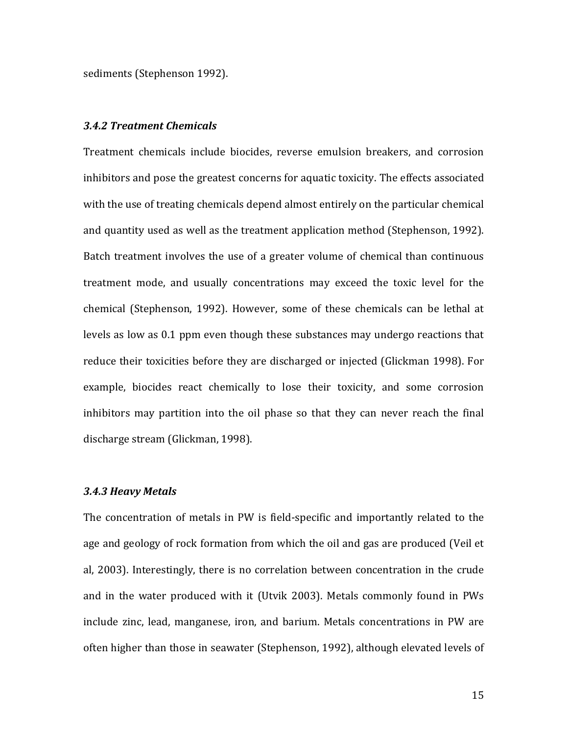sediments (Stephenson 1992).

### *3.4.2 Treatment Chemicals*

Treatment chemicals include biocides, reverse emulsion breakers, and corrosion inhibitors and pose the greatest concerns for aquatic toxicity. The effects associated with the use of treating chemicals depend almost entirely on the particular chemical and quantity used as well as the treatment application method (Stephenson, 1992). Batch treatment involves the use of a greater volume of chemical than continuous treatment mode, and usually concentrations may exceed the toxic level for the chemical (Stephenson, 1992). However, some of these chemicals can be lethal at levels as low as 0.1 ppm even though these substances may undergo reactions that reduce their toxicities before they are discharged or injected (Glickman 1998). For example, biocides react chemically to lose their toxicity, and some corrosion inhibitors may partition into the oil phase so that they can never reach the final discharge stream (Glickman, 1998).

### *3.4.3 Heavy Metals*

The concentration of metals in PW is field-specific and importantly related to the age and geology of rock formation from which the oil and gas are produced (Veil et al, 2003). Interestingly, there is no correlation between concentration in the crude and in the water produced with it (Utvik 2003). Metals commonly found in PWs include zinc, lead, manganese, iron, and barium. Metals concentrations in PW are often higher than those in seawater (Stephenson, 1992), although elevated levels of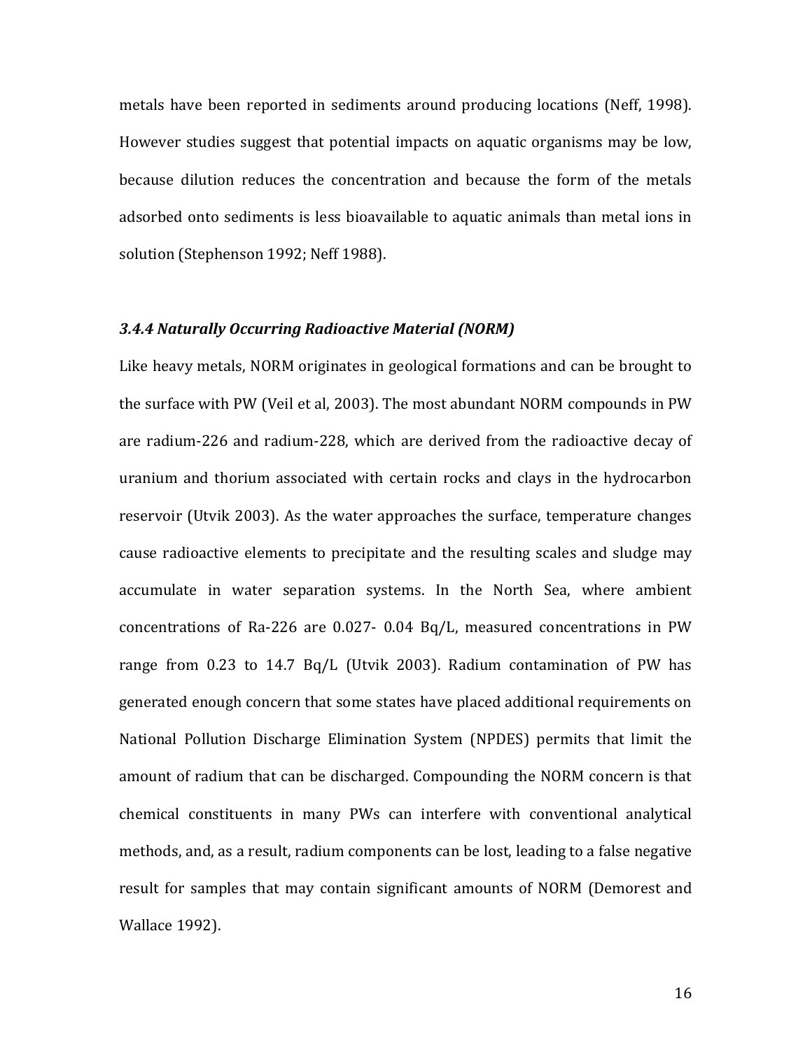metals have been reported in sediments around producing locations (Neff, 1998). However studies suggest that potential impacts on aquatic organisms may be low, because dilution reduces the concentration and because the form of the metals adsorbed onto sediments is less bioavailable to aquatic animals than metal ions in solution (Stephenson 1992; Neff 1988).

### *3.4.4 Naturally Occurring Radioactive Material (NORM)*

Like heavy metals, NORM originates in geological formations and can be brought to the surface with PW (Veil et al, 2003). The most abundant NORM compounds in PW are radium-226 and radium-228, which are derived from the radioactive decay of uranium and thorium associated with certain rocks and clays in the hydrocarbon reservoir (Utvik 2003). As the water approaches the surface, temperature changes cause radioactive elements to precipitate and the resulting scales and sludge may accumulate in water separation systems. In the North Sea, where ambient concentrations of Ra-226 are 0.027- 0.04 Bq/L, measured concentrations in PW range from 0.23 to 14.7 Bq/L (Utvik 2003). Radium contamination of PW has generated enough concern that some states have placed additional requirements on National Pollution Discharge Elimination System (NPDES) permits that limit the amount of radium that can be discharged. Compounding the NORM concern is that chemical constituents in many PWs can interfere with conventional analytical methods, and, as a result, radium components can be lost, leading to a false negative result for samples that may contain significant amounts of NORM (Demorest and Wallace 1992).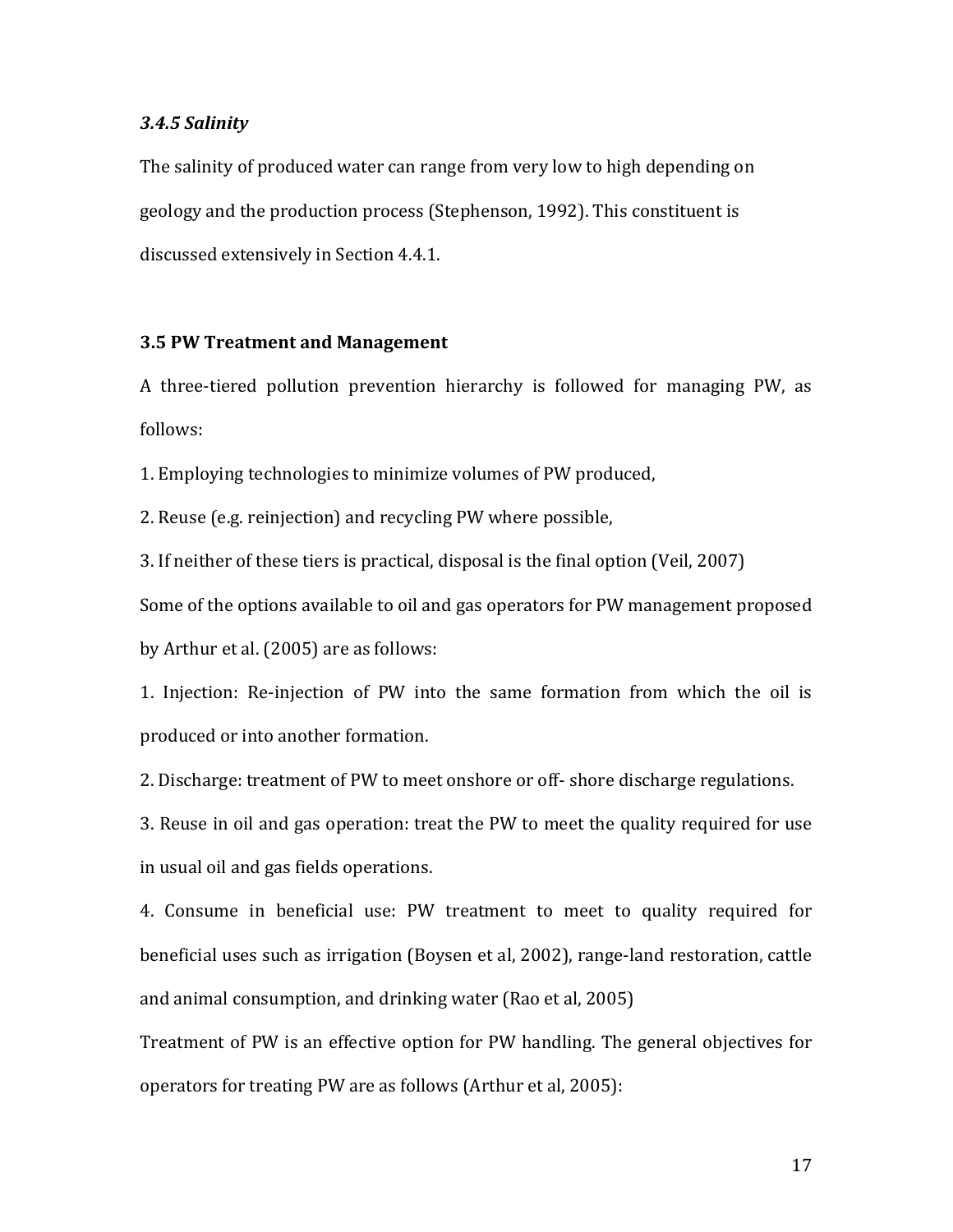### *3.4.5 Salinity*

The salinity of produced water can range from very low to high depending on geology and the production process (Stephenson, 1992). This constituent is discussed extensively in Section 4.4.1.

### 3.5 PW Treatment and Management

A three-tiered pollution prevention hierarchy is followed for managing PW, as follows:

1. Employing technologies to minimize volumes of PW produced,
2. Reuse (e.g. reinjection) and recycling PW where possible,
3. If neither of these tiers is practical, disposal is the final option (Veil, 2007)

Some of the options available to oil and gas operators for PW management proposed by Arthur et al. (2005) are as follows:

1. Injection: Re-injection of PW into the same formation from which the oil is produced or into another formation.
2. Discharge: treatment of PW to meet onshore or off- shore discharge regulations.
3. Reuse in oil and gas operation: treat the PW to meet the quality required for use in usual oil and gas fields operations.
4. Consume in beneficial use: PW treatment to meet to quality required for beneficial uses such as irrigation (Boysen et al, 2002), range-land restoration, cattle and animal consumption, and drinking water (Rao et al, 2005)

Treatment of PW is an effective option for PW handling. The general objectives for operators for treating PW are as follows (Arthur et al, 2005):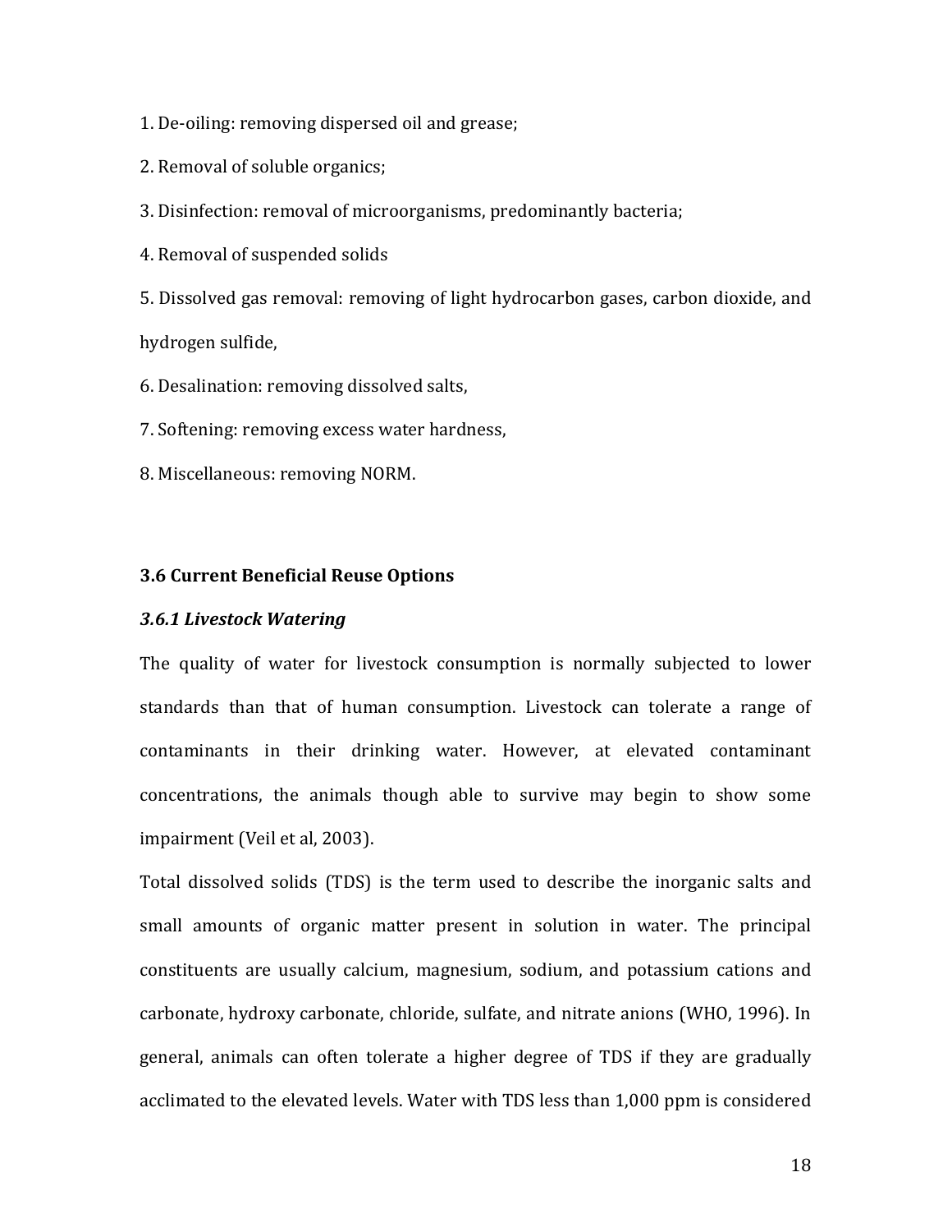1. De-oiling: removing dispersed oil and grease;

2. Removal of soluble organics;

3. Disinfection: removal of microorganisms, predominantly bacteria;

4. Removal of suspended solids

5. Dissolved gas removal: removing of light hydrocarbon gases, carbon dioxide, and hydrogen sulfide,

6. Desalination: removing dissolved salts,

7. Softening: removing excess water hardness,

8. Miscellaneous: removing NORM.

### 3.6 Current Beneficial Reuse Options

#### *3.6.1 Livestock Watering*

The quality of water for livestock consumption is normally subjected to lower standards than that of human consumption. Livestock can tolerate a range of contaminants in their drinking water. However, at elevated contaminant concentrations, the animals though able to survive may begin to show some impairment (Veil et al, 2003).

Total dissolved solids (TDS) is the term used to describe the inorganic salts and small amounts of organic matter present in solution in water. The principal constituents are usually calcium, magnesium, sodium, and potassium cations and carbonate, hydroxy carbonate, chloride, sulfate, and nitrate anions (WHO, 1996). In general, animals can often tolerate a higher degree of TDS if they are gradually acclimated to the elevated levels. Water with TDS less than 1,000 ppm is considered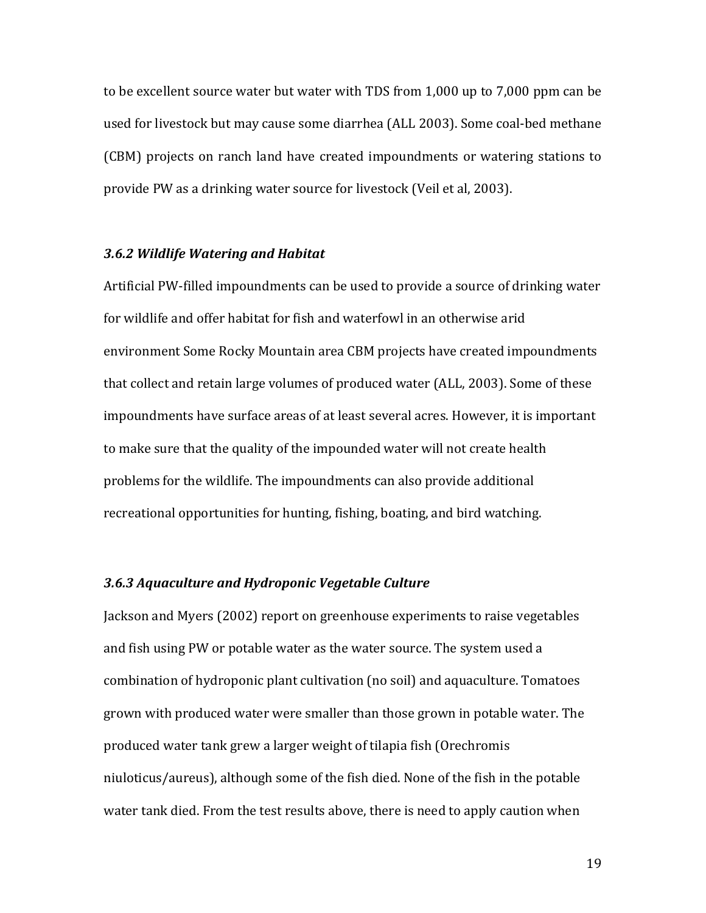to be excellent source water but water with TDS from 1,000 up to 7,000 ppm can be used for livestock but may cause some diarrhea (ALL 2003). Some coal-bed methane (CBM) projects on ranch land have created impoundments or watering stations to provide PW as a drinking water source for livestock (Veil et al, 2003).

### *3.6.2 Wildlife Watering and Habitat*

Artificial PW-filled impoundments can be used to provide a source of drinking water for wildlife and offer habitat for fish and waterfowl in an otherwise arid environment Some Rocky Mountain area CBM projects have created impoundments that collect and retain large volumes of produced water (ALL, 2003). Some of these impoundments have surface areas of at least several acres. However, it is important to make sure that the quality of the impounded water will not create health problems for the wildlife. The impoundments can also provide additional recreational opportunities for hunting, fishing, boating, and bird watching.

### *3.6.3 Aquaculture and Hydroponic Vegetable Culture*

Jackson and Myers (2002) report on greenhouse experiments to raise vegetables and fish using PW or potable water as the water source. The system used a combination of hydroponic plant cultivation (no soil) and aquaculture. Tomatoes grown with produced water were smaller than those grown in potable water. The produced water tank grew a larger weight of tilapia fish (Orechromis niuloticus/aureus), although some of the fish died. None of the fish in the potable water tank died. From the test results above, there is need to apply caution when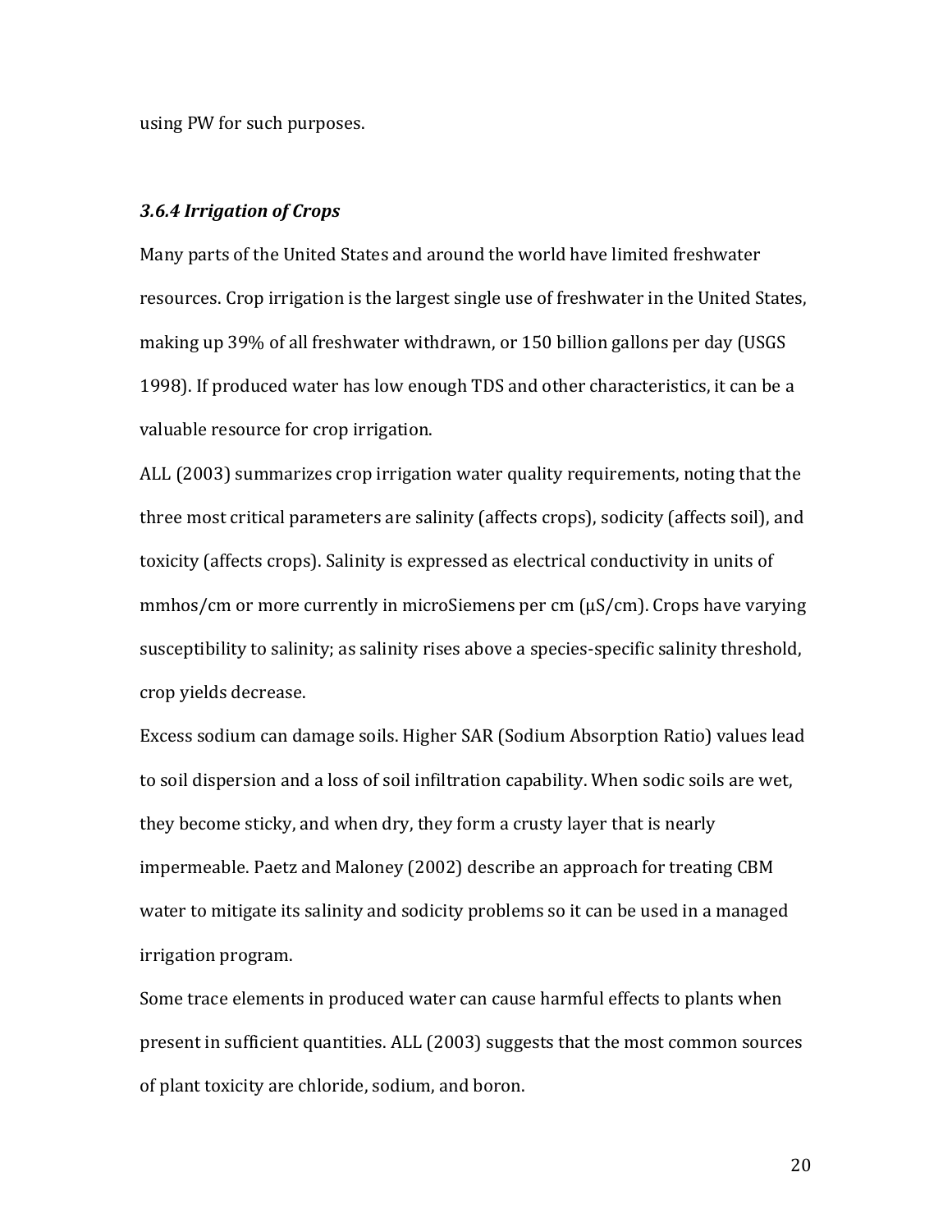using PW for such purposes.

### *3.6.4 Irrigation of Crops*

Many parts of the United States and around the world have limited freshwater resources. Crop irrigation is the largest single use of freshwater in the United States, making up 39% of all freshwater withdrawn, or 150 billion gallons per day (USGS 1998). If produced water has low enough TDS and other characteristics, it can be a valuable resource for crop irrigation.

ALL (2003) summarizes crop irrigation water quality requirements, noting that the three most critical parameters are salinity (affects crops), sodicity (affects soil), and toxicity (affects crops). Salinity is expressed as electrical conductivity in units of mmhos/cm or more currently in microSiemens per cm (μS/cm). Crops have varying susceptibility to salinity; as salinity rises above a species-specific salinity threshold, crop yields decrease.

Excess sodium can damage soils. Higher SAR (Sodium Absorption Ratio) values lead to soil dispersion and a loss of soil infiltration capability. When sodic soils are wet, they become sticky, and when dry, they form a crusty layer that is nearly impermeable. Paetz and Maloney (2002) describe an approach for treating CBM water to mitigate its salinity and sodicity problems so it can be used in a managed irrigation program.

Some trace elements in produced water can cause harmful effects to plants when present in sufficient quantities. ALL (2003) suggests that the most common sources of plant toxicity are chloride, sodium, and boron.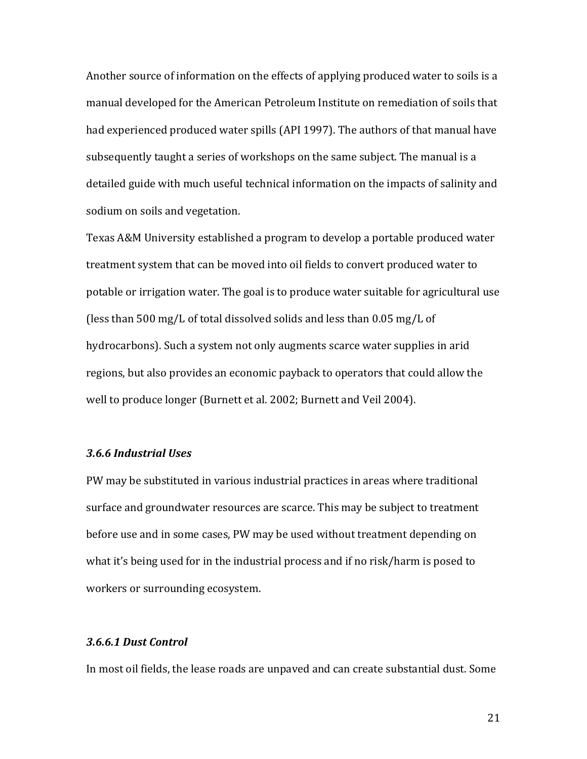Another source of information on the effects of applying produced water to soils is a manual developed for the American Petroleum Institute on remediation of soils that had experienced produced water spills (API 1997). The authors of that manual have subsequently taught a series of workshops on the same subject. The manual is a detailed guide with much useful technical information on the impacts of salinity and sodium on soils and vegetation.

Texas A&M University established a program to develop a portable produced water treatment system that can be moved into oil fields to convert produced water to potable or irrigation water. The goal is to produce water suitable for agricultural use (less than 500 mg/L of total dissolved solids and less than 0.05 mg/L of hydrocarbons). Such a system not only augments scarce water supplies in arid regions, but also provides an economic payback to operators that could allow the well to produce longer (Burnett et al. 2002; Burnett and Veil 2004).

### *3.6.6 Industrial Uses*

PW may be substituted in various industrial practices in areas where traditional surface and groundwater resources are scarce. This may be subject to treatment before use and in some cases, PW may be used without treatment depending on what it's being used for in the industrial process and if no risk/harm is posed to workers or surrounding ecosystem.

#### *3.6.6.1 Dust Control*

In most oil fields, the lease roads are unpaved and can create substantial dust. Some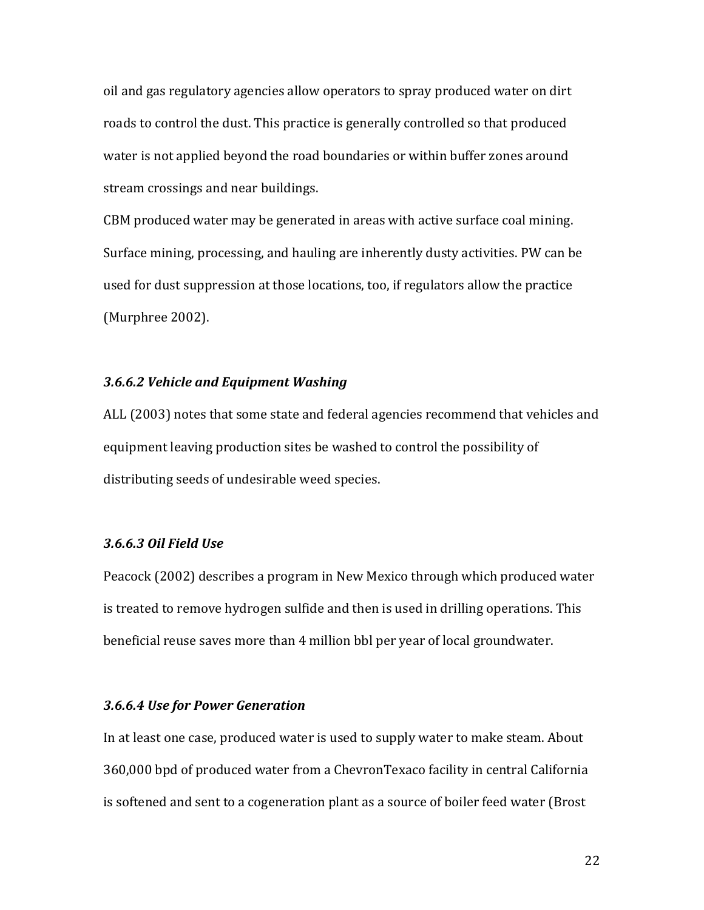oil and gas regulatory agencies allow operators to spray produced water on dirt roads to control the dust. This practice is generally controlled so that produced water is not applied beyond the road boundaries or within buffer zones around stream crossings and near buildings.

CBM produced water may be generated in areas with active surface coal mining. Surface mining, processing, and hauling are inherently dusty activities. PW can be used for dust suppression at those locations, too, if regulators allow the practice (Murphree 2002).

#### *3.6.6.2 Vehicle and Equipment Washing*

ALL (2003) notes that some state and federal agencies recommend that vehicles and equipment leaving production sites be washed to control the possibility of distributing seeds of undesirable weed species.

#### *3.6.6.3 Oil Field Use*

Peacock (2002) describes a program in New Mexico through which produced water is treated to remove hydrogen sulfide and then is used in drilling operations. This beneficial reuse saves more than 4 million bbl per year of local groundwater.

#### *3.6.6.4 Use for Power Generation*

In at least one case, produced water is used to supply water to make steam. About 360,000 bpd of produced water from a ChevronTexaco facility in central California is softened and sent to a cogeneration plant as a source of boiler feed water (Brost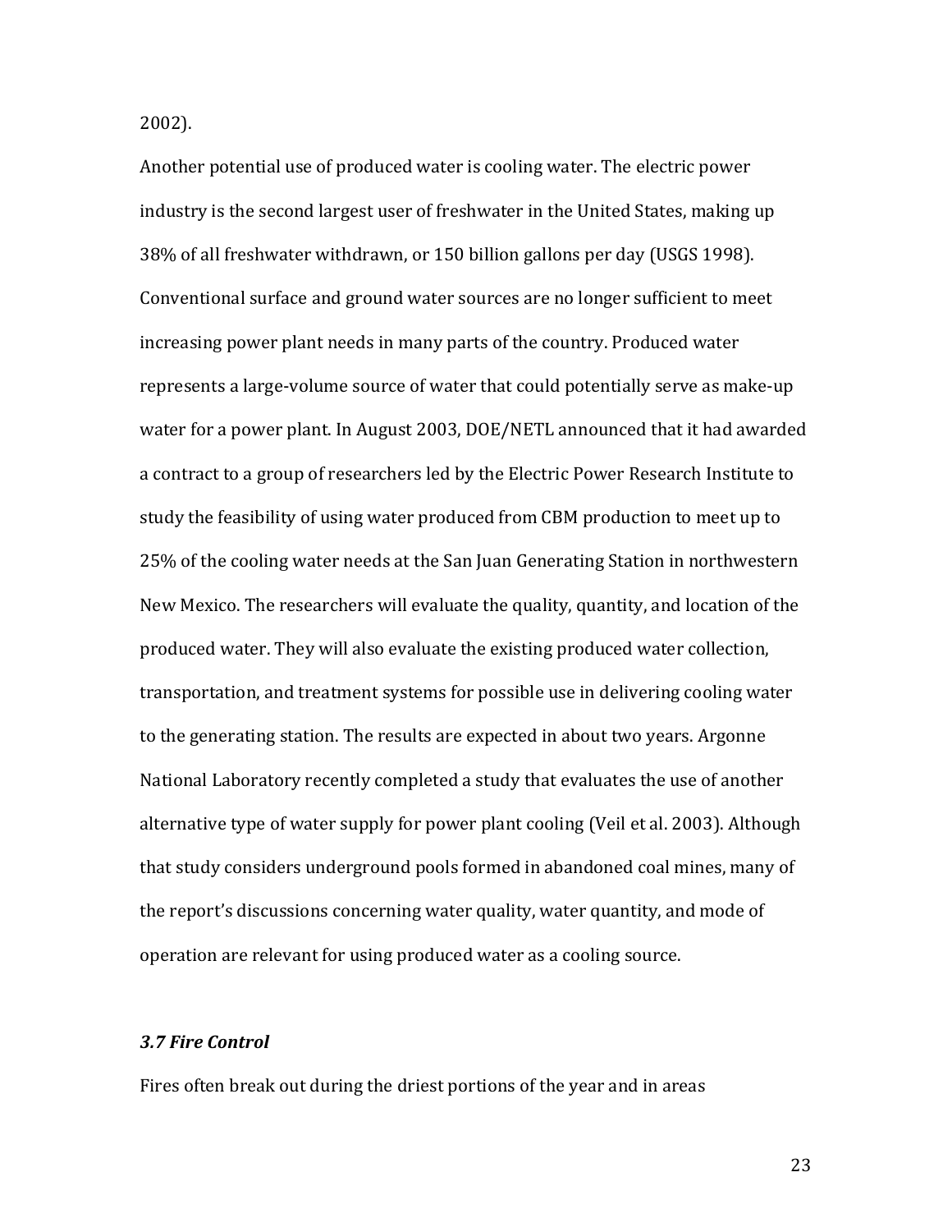2002).

Another potential use of produced water is cooling water. The electric power industry is the second largest user of freshwater in the United States, making up 38% of all freshwater withdrawn, or 150 billion gallons per day (USGS 1998). Conventional surface and ground water sources are no longer sufficient to meet increasing power plant needs in many parts of the country. Produced water represents a large-volume source of water that could potentially serve as make-up water for a power plant. In August 2003, DOE/NETL announced that it had awarded a contract to a group of researchers led by the Electric Power Research Institute to study the feasibility of using water produced from CBM production to meet up to 25% of the cooling water needs at the San Juan Generating Station in northwestern New Mexico. The researchers will evaluate the quality, quantity, and location of the produced water. They will also evaluate the existing produced water collection, transportation, and treatment systems for possible use in delivering cooling water to the generating station. The results are expected in about two years. Argonne National Laboratory recently completed a study that evaluates the use of another alternative type of water supply for power plant cooling (Veil et al. 2003). Although that study considers underground pools formed in abandoned coal mines, many of the report's discussions concerning water quality, water quantity, and mode of operation are relevant for using produced water as a cooling source.

### *3.7 Fire Control*

Fires often break out during the driest portions of the year and in areas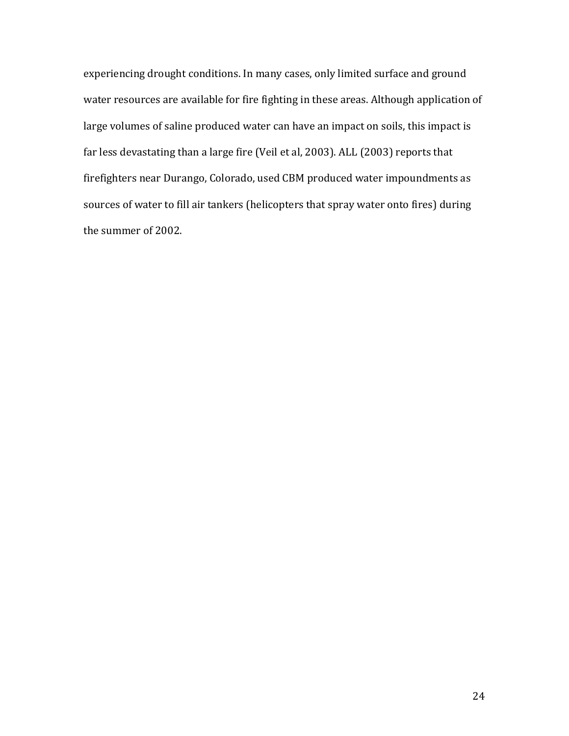experiencing drought conditions. In many cases, only limited surface and ground water resources are available for fire fighting in these areas. Although application of large volumes of saline produced water can have an impact on soils, this impact is far less devastating than a large fire (Veil et al, 2003). ALL (2003) reports that firefighters near Durango, Colorado, used CBM produced water impoundments as sources of water to fill air tankers (helicopters that spray water onto fires) during the summer of 2002.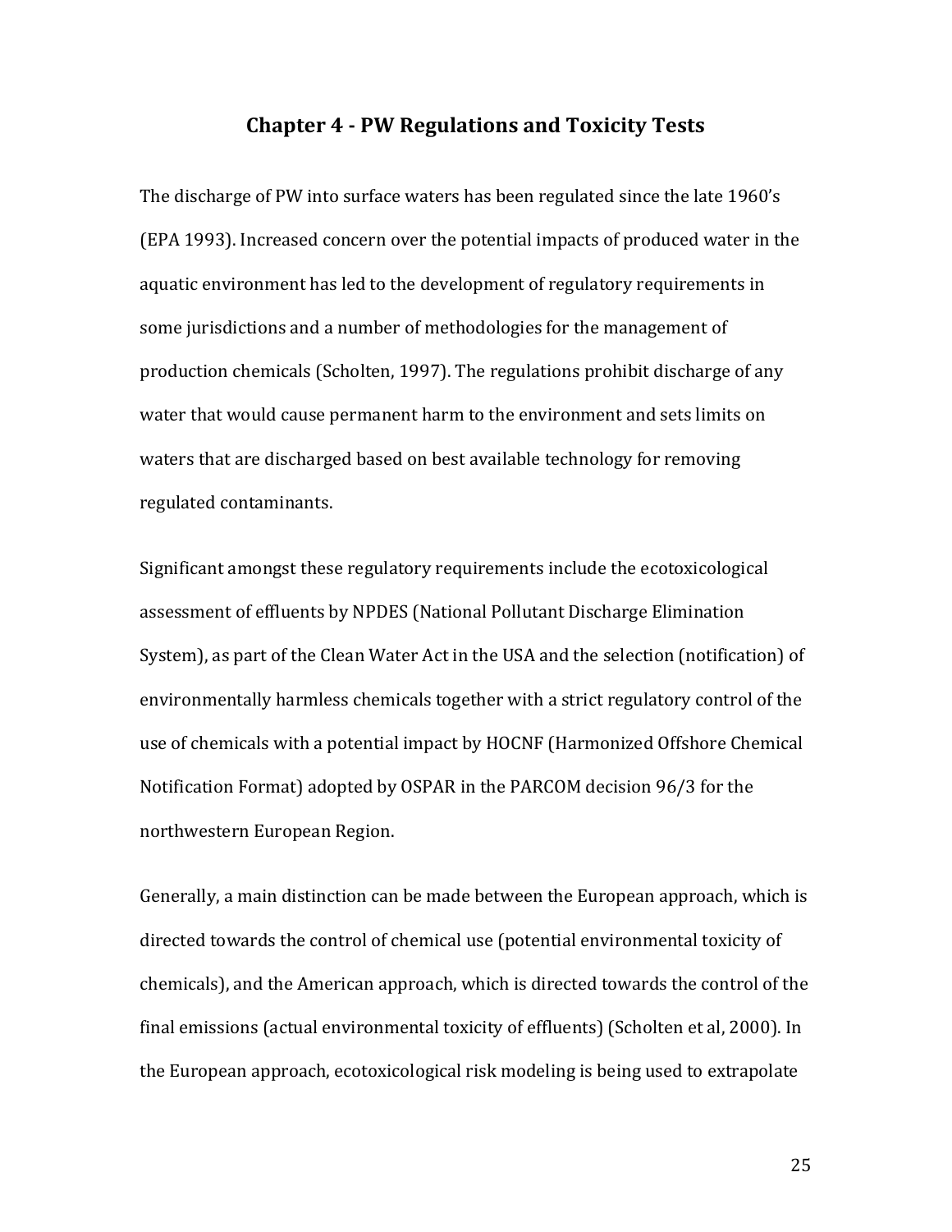# Chapter 4 - PW Regulations and Toxicity Tests

The discharge of PW into surface waters has been regulated since the late 1960's (EPA 1993). Increased concern over the potential impacts of produced water in the aquatic environment has led to the development of regulatory requirements in some jurisdictions and a number of methodologies for the management of production chemicals (Scholten, 1997). The regulations prohibit discharge of any water that would cause permanent harm to the environment and sets limits on waters that are discharged based on best available technology for removing regulated contaminants.

Significant amongst these regulatory requirements include the ecotoxicological assessment of effluents by NPDES (National Pollutant Discharge Elimination System), as part of the Clean Water Act in the USA and the selection (notification) of environmentally harmless chemicals together with a strict regulatory control of the use of chemicals with a potential impact by HOCNF (Harmonized Offshore Chemical Notification Format) adopted by OSPAR in the PARCOM decision 96/3 for the northwestern European Region.

Generally, a main distinction can be made between the European approach, which is directed towards the control of chemical use (potential environmental toxicity of chemicals), and the American approach, which is directed towards the control of the final emissions (actual environmental toxicity of effluents) (Scholten et al, 2000). In the European approach, ecotoxicological risk modeling is being used to extrapolate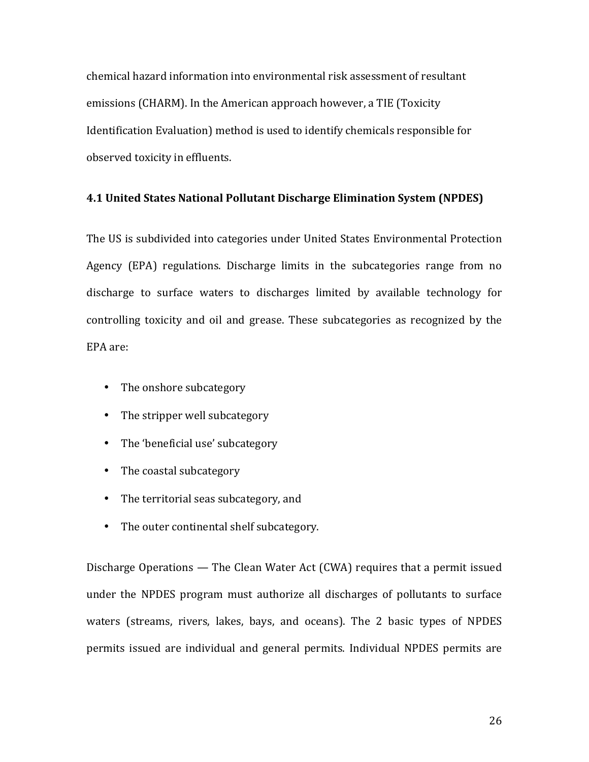chemical hazard information into environmental risk assessment of resultant emissions (CHARM). In the American approach however, a TIE (Toxicity Identification Evaluation) method is used to identify chemicals responsible for observed toxicity in effluents.

### 4.1 United States National Pollutant Discharge Elimination System (NPDES)

The US is subdivided into categories under United States Environmental Protection Agency (EPA) regulations. Discharge limits in the subcategories range from no discharge to surface waters to discharges limited by available technology for controlling toxicity and oil and grease. These subcategories as recognized by the EPA are:

- The onshore subcategory
- The stripper well subcategory
- The 'beneficial use' subcategory
- The coastal subcategory
- The territorial seas subcategory, and
- The outer continental shelf subcategory.

Discharge Operations — The Clean Water Act (CWA) requires that a permit issued under the NPDES program must authorize all discharges of pollutants to surface waters (streams, rivers, lakes, bays, and oceans). The 2 basic types of NPDES permits issued are individual and general permits. Individual NPDES permits are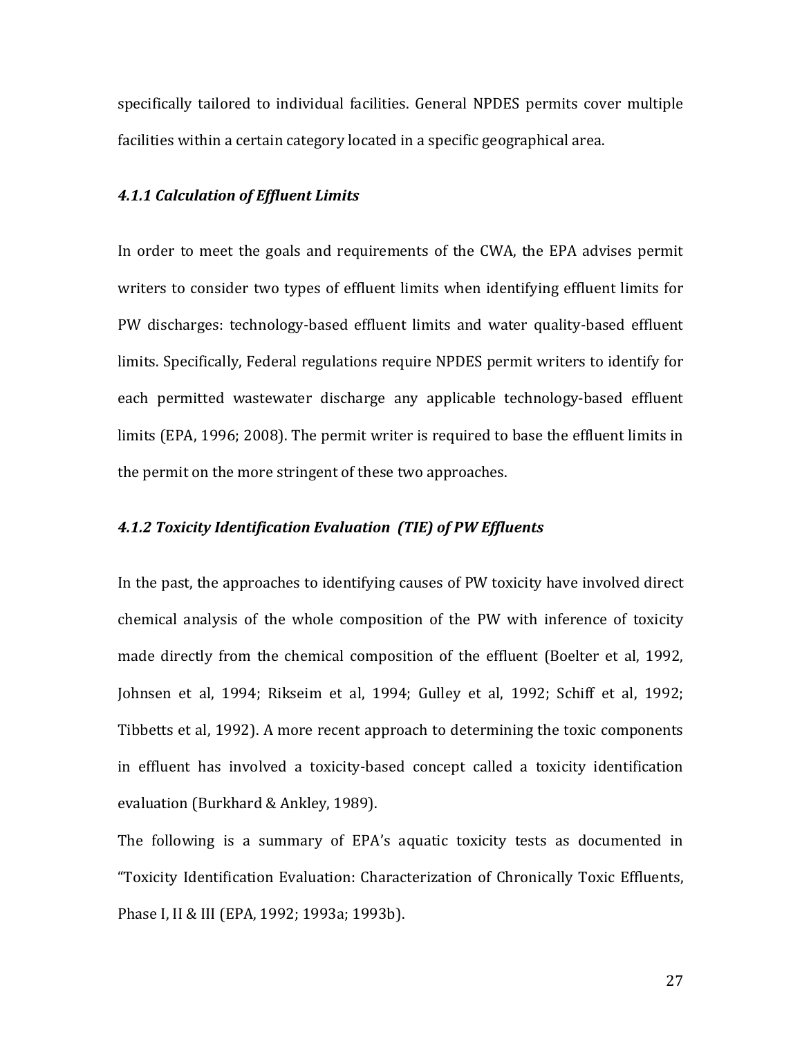specifically tailored to individual facilities. General NPDES permits cover multiple facilities within a certain category located in a specific geographical area.

#### *4.1.1 Calculation of Effluent Limits*

In order to meet the goals and requirements of the CWA, the EPA advises permit writers to consider two types of effluent limits when identifying effluent limits for PW discharges: technology-based effluent limits and water quality-based effluent limits. Specifically, Federal regulations require NPDES permit writers to identify for each permitted wastewater discharge any applicable technology-based effluent limits (EPA, 1996; 2008). The permit writer is required to base the effluent limits in the permit on the more stringent of these two approaches.

#### *4.1.2 Toxicity Identification Evaluation (TIE) of PW Effluents*

In the past, the approaches to identifying causes of PW toxicity have involved direct chemical analysis of the whole composition of the PW with inference of toxicity made directly from the chemical composition of the effluent (Boelter et al, 1992, Johnsen et al, 1994; Rikseim et al, 1994; Gulley et al, 1992; Schiff et al, 1992; Tibbetts et al, 1992). A more recent approach to determining the toxic components in effluent has involved a toxicity-based concept called a toxicity identification evaluation (Burkhard & Ankley, 1989).

The following is a summary of EPA's aquatic toxicity tests as documented in "Toxicity Identification Evaluation: Characterization of Chronically Toxic Effluents, Phase I, II & III (EPA, 1992; 1993a; 1993b).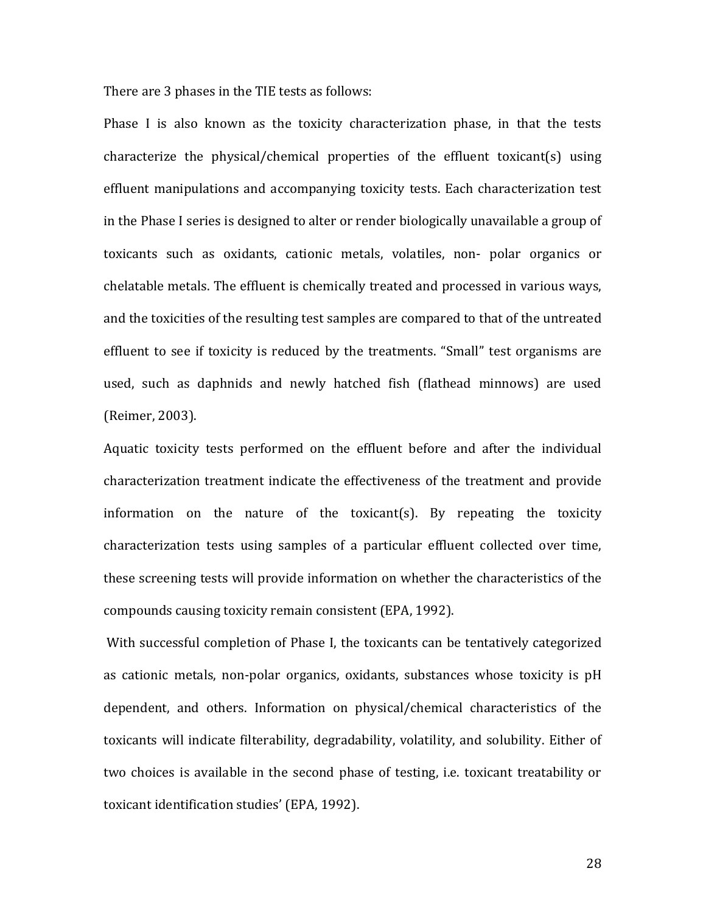There are 3 phases in the TIE tests as follows:

Phase I is also known as the toxicity characterization phase, in that the tests characterize the physical/chemical properties of the effluent toxicant(s) using effluent manipulations and accompanying toxicity tests. Each characterization test in the Phase I series is designed to alter or render biologically unavailable a group of toxicants such as oxidants, cationic metals, volatiles, non- polar organics or chelatable metals. The effluent is chemically treated and processed in various ways, and the toxicities of the resulting test samples are compared to that of the untreated effluent to see if toxicity is reduced by the treatments. "Small" test organisms are used, such as daphnids and newly hatched fish (flathead minnows) are used (Reimer, 2003).

Aquatic toxicity tests performed on the effluent before and after the individual characterization treatment indicate the effectiveness of the treatment and provide information on the nature of the toxicant(s). By repeating the toxicity characterization tests using samples of a particular effluent collected over time, these screening tests will provide information on whether the characteristics of the compounds causing toxicity remain consistent (EPA, 1992).

With successful completion of Phase I, the toxicants can be tentatively categorized as cationic metals, non-polar organics, oxidants, substances whose toxicity is pH dependent, and others. Information on physical/chemical characteristics of the toxicants will indicate filterability, degradability, volatility, and solubility. Either of two choices is available in the second phase of testing, i.e. toxicant treatability or toxicant identification studies' (EPA, 1992).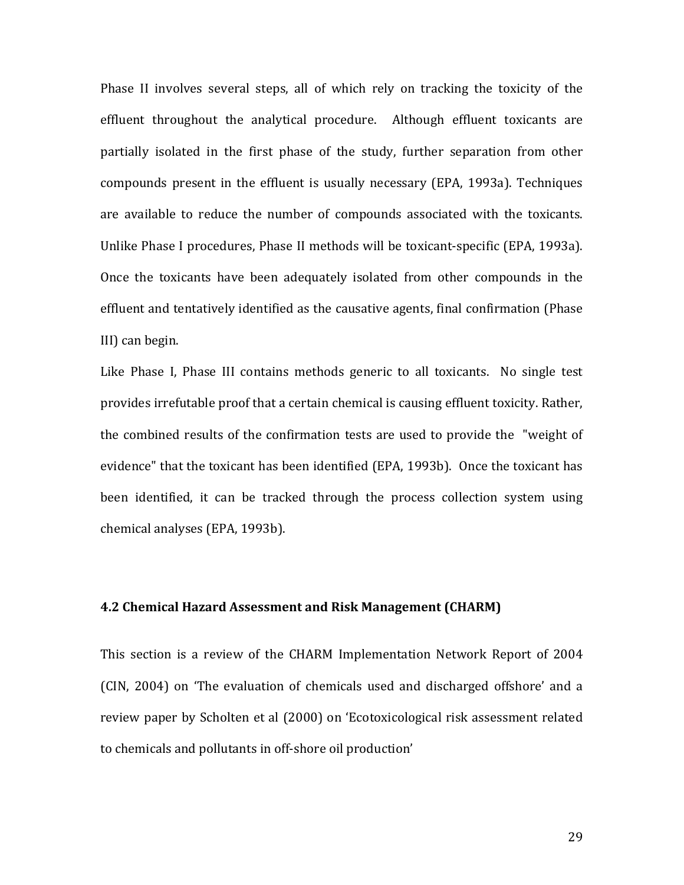Phase II involves several steps, all of which rely on tracking the toxicity of the effluent throughout the analytical procedure. Although effluent toxicants are partially isolated in the first phase of the study, further separation from other compounds present in the effluent is usually necessary (EPA, 1993a). Techniques are available to reduce the number of compounds associated with the toxicants. Unlike Phase I procedures, Phase II methods will be toxicant-specific (EPA, 1993a). Once the toxicants have been adequately isolated from other compounds in the effluent and tentatively identified as the causative agents, final confirmation (Phase III) can begin.

Like Phase I, Phase III contains methods generic to all toxicants. No single test provides irrefutable proof that a certain chemical is causing effluent toxicity. Rather, the combined results of the confirmation tests are used to provide the "weight of evidence" that the toxicant has been identified (EPA, 1993b). Once the toxicant has been identified, it can be tracked through the process collection system using chemical analyses (EPA, 1993b).

### 4.2 Chemical Hazard Assessment and Risk Management (CHARM)

This section is a review of the CHARM Implementation Network Report of 2004 (CIN, 2004) on 'The evaluation of chemicals used and discharged offshore' and a review paper by Scholten et al (2000) on 'Ecotoxicological risk assessment related to chemicals and pollutants in off-shore oil production'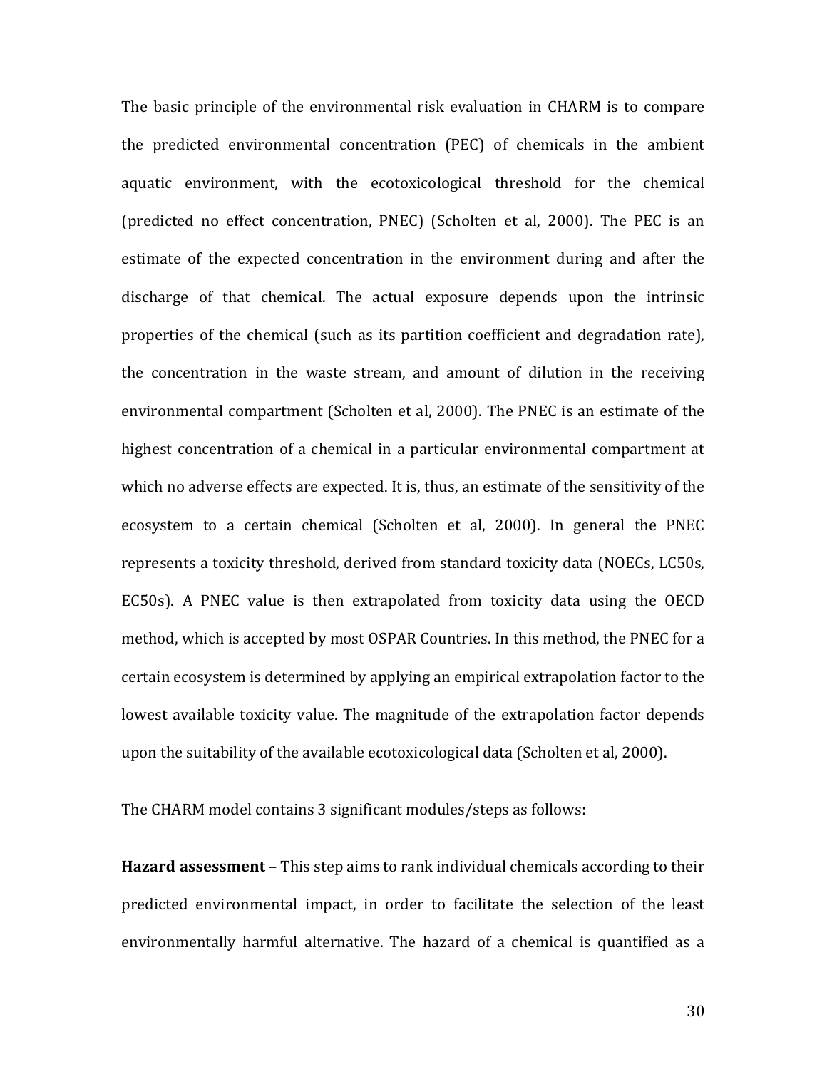The basic principle of the environmental risk evaluation in CHARM is to compare the predicted environmental concentration (PEC) of chemicals in the ambient aquatic environment, with the ecotoxicological threshold for the chemical (predicted no effect concentration, PNEC) (Scholten et al, 2000). The PEC is an estimate of the expected concentration in the environment during and after the discharge of that chemical. The actual exposure depends upon the intrinsic properties of the chemical (such as its partition coefficient and degradation rate), the concentration in the waste stream, and amount of dilution in the receiving environmental compartment (Scholten et al, 2000). The PNEC is an estimate of the highest concentration of a chemical in a particular environmental compartment at which no adverse effects are expected. It is, thus, an estimate of the sensitivity of the ecosystem to a certain chemical (Scholten et al, 2000). In general the PNEC represents a toxicity threshold, derived from standard toxicity data (NOECs, LC50s, EC50s). A PNEC value is then extrapolated from toxicity data using the OECD method, which is accepted by most OSPAR Countries. In this method, the PNEC for a certain ecosystem is determined by applying an empirical extrapolation factor to the lowest available toxicity value. The magnitude of the extrapolation factor depends upon the suitability of the available ecotoxicological data (Scholten et al, 2000).

The CHARM model contains 3 significant modules/steps as follows:

**Hazard assessment** – This step aims to rank individual chemicals according to their predicted environmental impact, in order to facilitate the selection of the least environmentally harmful alternative. The hazard of a chemical is quantified as a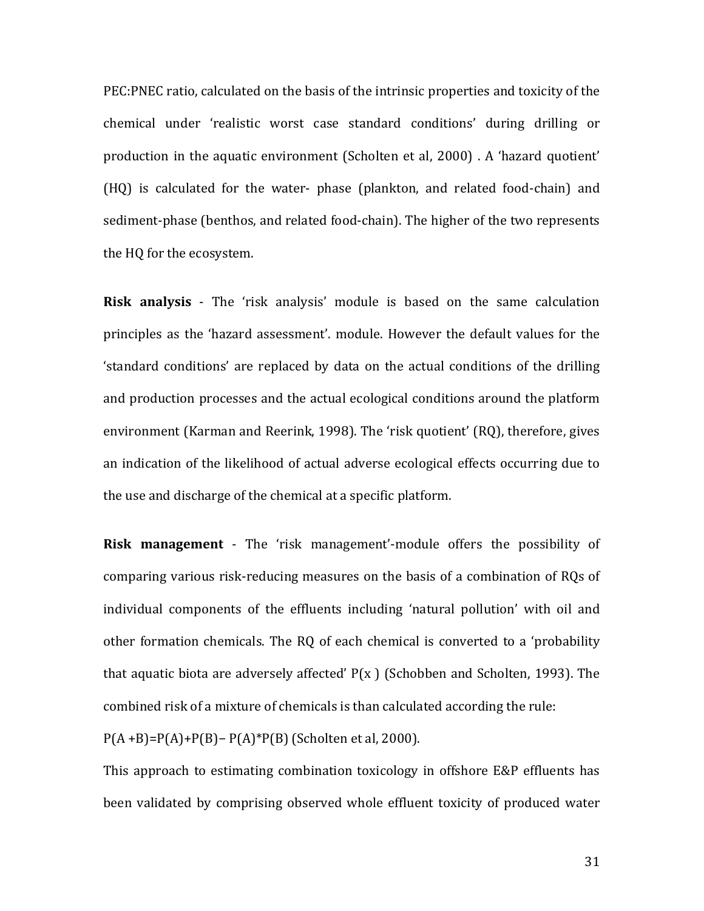PEC:PNEC ratio, calculated on the basis of the intrinsic properties and toxicity of the chemical under 'realistic worst case standard conditions' during drilling or production in the aquatic environment (Scholten et al, 2000) . A 'hazard quotient' (HQ) is calculated for the water- phase (plankton, and related food-chain) and sediment-phase (benthos, and related food-chain). The higher of the two represents the HQ for the ecosystem.

**Risk analysis** - The 'risk analysis' module is based on the same calculation principles as the 'hazard assessment'. module. However the default values for the 'standard conditions' are replaced by data on the actual conditions of the drilling and production processes and the actual ecological conditions around the platform environment (Karman and Reerink, 1998). The 'risk quotient' (RQ), therefore, gives an indication of the likelihood of actual adverse ecological effects occurring due to the use and discharge of the chemical at a specific platform.

**Risk management** - The 'risk management'-module offers the possibility of comparing various risk-reducing measures on the basis of a combination of RQs of individual components of the effluents including 'natural pollution' with oil and other formation chemicals. The RQ of each chemical is converted to a 'probability that aquatic biota are adversely affected' $P(x)$ (Schobben and Scholten, 1993). The combined risk of a mixture of chemicals is than calculated according the rule:

$P(A+B)=P(A)+P(B)-P(A)*P(B)$ (Scholten et al, 2000).

This approach to estimating combination toxicology in offshore E&P effluents has been validated by comprising observed whole effluent toxicity of produced water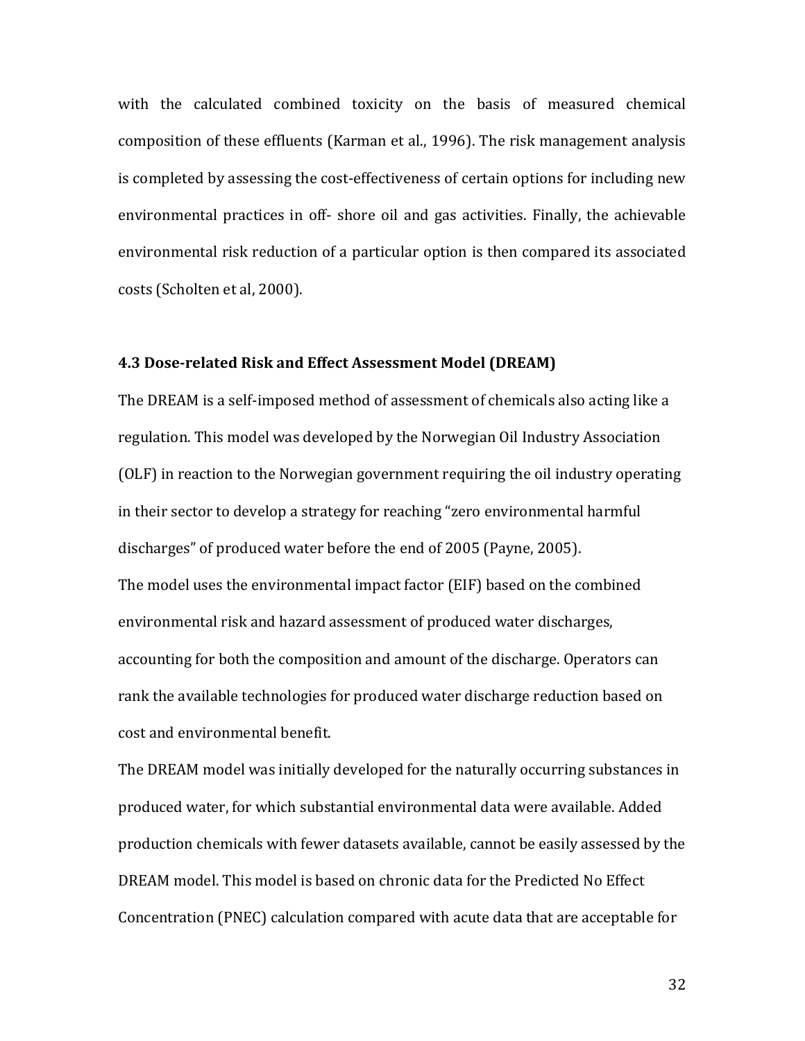with the calculated combined toxicity on the basis of measured chemical composition of these effluents (Karman et al., 1996). The risk management analysis is completed by assessing the cost-effectiveness of certain options for including new environmental practices in off- shore oil and gas activities. Finally, the achievable environmental risk reduction of a particular option is then compared its associated costs (Scholten et al, 2000).

### 4.3 Dose-related Risk and Effect Assessment Model (DREAM)

The DREAM is a self-imposed method of assessment of chemicals also acting like a regulation. This model was developed by the Norwegian Oil Industry Association (OLF) in reaction to the Norwegian government requiring the oil industry operating in their sector to develop a strategy for reaching "zero environmental harmful discharges" of produced water before the end of 2005 (Payne, 2005).

The model uses the environmental impact factor (EIF) based on the combined environmental risk and hazard assessment of produced water discharges, accounting for both the composition and amount of the discharge. Operators can rank the available technologies for produced water discharge reduction based on cost and environmental benefit.

The DREAM model was initially developed for the naturally occurring substances in produced water, for which substantial environmental data were available. Added production chemicals with fewer datasets available, cannot be easily assessed by the DREAM model. This model is based on chronic data for the Predicted No Effect Concentration (PNEC) calculation compared with acute data that are acceptable for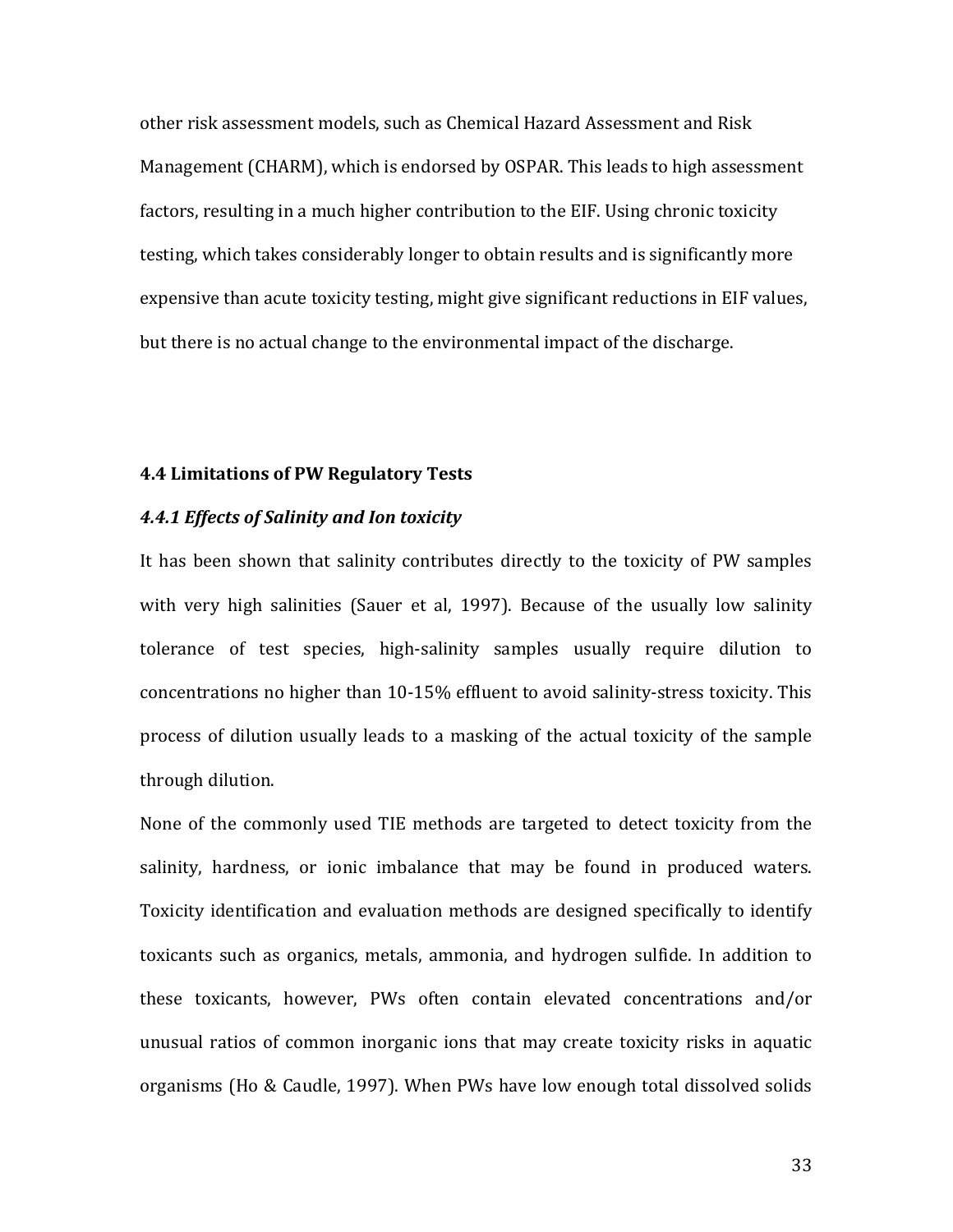other risk assessment models, such as Chemical Hazard Assessment and Risk Management (CHARM), which is endorsed by OSPAR. This leads to high assessment factors, resulting in a much higher contribution to the EIF. Using chronic toxicity testing, which takes considerably longer to obtain results and is significantly more expensive than acute toxicity testing, might give significant reductions in EIF values, but there is no actual change to the environmental impact of the discharge.

### 4.4 Limitations of PW Regulatory Tests

#### *4.4.1 Effects of Salinity and Ion toxicity*

It has been shown that salinity contributes directly to the toxicity of PW samples with very high salinities (Sauer et al, 1997). Because of the usually low salinity tolerance of test species, high-salinity samples usually require dilution to concentrations no higher than 10-15% effluent to avoid salinity-stress toxicity. This process of dilution usually leads to a masking of the actual toxicity of the sample through dilution.

None of the commonly used TIE methods are targeted to detect toxicity from the salinity, hardness, or ionic imbalance that may be found in produced waters. Toxicity identification and evaluation methods are designed specifically to identify toxicants such as organics, metals, ammonia, and hydrogen sulfide. In addition to these toxicants, however, PWs often contain elevated concentrations and/or unusual ratios of common inorganic ions that may create toxicity risks in aquatic organisms (Ho & Caudle, 1997). When PWs have low enough total dissolved solids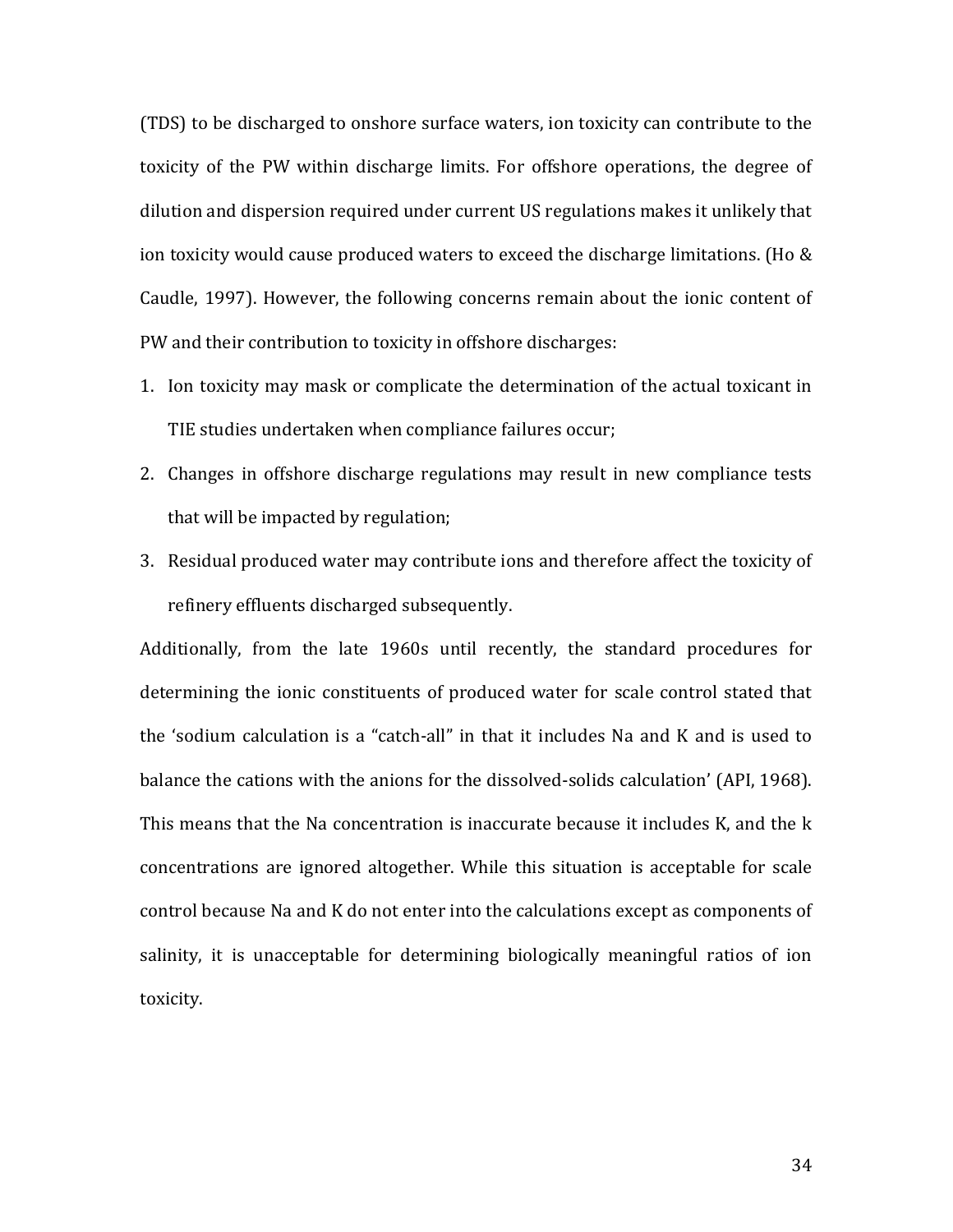(TDS) to be discharged to onshore surface waters, ion toxicity can contribute to the toxicity of the PW within discharge limits. For offshore operations, the degree of dilution and dispersion required under current US regulations makes it unlikely that ion toxicity would cause produced waters to exceed the discharge limitations. (Ho & Caudle, 1997). However, the following concerns remain about the ionic content of PW and their contribution to toxicity in offshore discharges:

1. Ion toxicity may mask or complicate the determination of the actual toxicant in TIE studies undertaken when compliance failures occur;
2. Changes in offshore discharge regulations may result in new compliance tests that will be impacted by regulation;
3. Residual produced water may contribute ions and therefore affect the toxicity of refinery effluents discharged subsequently.

Additionally, from the late 1960s until recently, the standard procedures for determining the ionic constituents of produced water for scale control stated that the 'sodium calculation is a "catch-all" in that it includes Na and K and is used to balance the cations with the anions for the dissolved-solids calculation' (API, 1968). This means that the Na concentration is inaccurate because it includes K, and the k concentrations are ignored altogether. While this situation is acceptable for scale control because Na and K do not enter into the calculations except as components of salinity, it is unacceptable for determining biologically meaningful ratios of ion toxicity.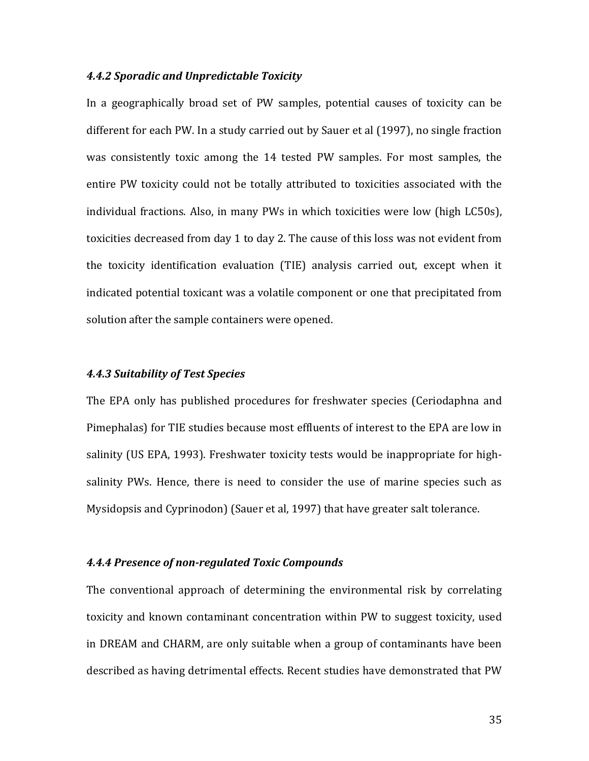#### *4.4.2 Sporadic and Unpredictable Toxicity*

In a geographically broad set of PW samples, potential causes of toxicity can be different for each PW. In a study carried out by Sauer et al (1997), no single fraction was consistently toxic among the 14 tested PW samples. For most samples, the entire PW toxicity could not be totally attributed to toxicities associated with the individual fractions. Also, in many PWs in which toxicities were low (high LC50s), toxicities decreased from day 1 to day 2. The cause of this loss was not evident from the toxicity identification evaluation (TIE) analysis carried out, except when it indicated potential toxicant was a volatile component or one that precipitated from solution after the sample containers were opened.

#### *4.4.3 Suitability of Test Species*

The EPA only has published procedures for freshwater species (Ceriodaphna and Pimephalas) for TIE studies because most effluents of interest to the EPA are low in salinity (US EPA, 1993). Freshwater toxicity tests would be inappropriate for high-salinity PWs. Hence, there is need to consider the use of marine species such as Mysidopsis and Cyprinodon) (Sauer et al, 1997) that have greater salt tolerance.

#### *4.4.4 Presence of non-regulated Toxic Compounds*

The conventional approach of determining the environmental risk by correlating toxicity and known contaminant concentration within PW to suggest toxicity, used in DREAM and CHARM, are only suitable when a group of contaminants have been described as having detrimental effects. Recent studies have demonstrated that PW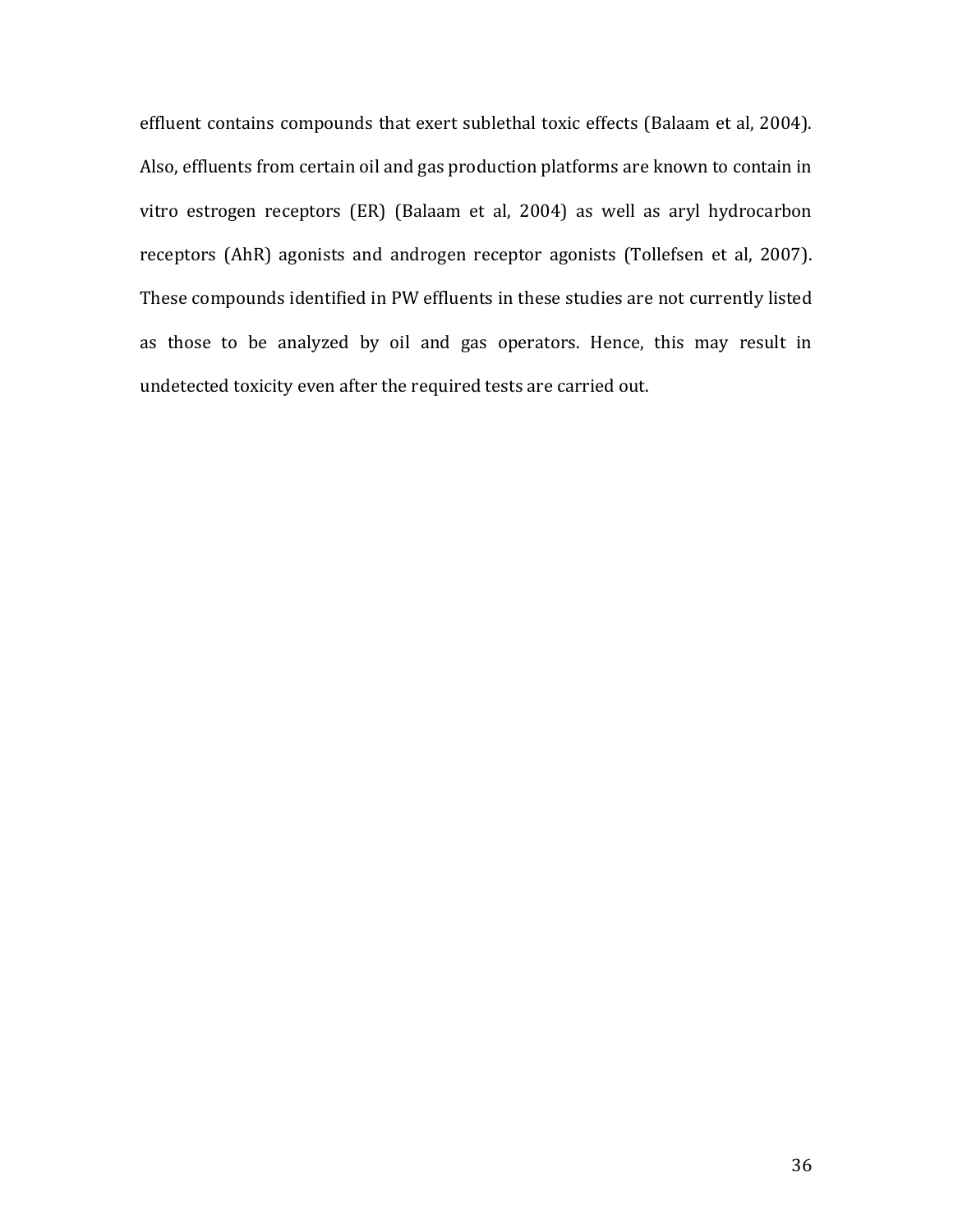effluent contains compounds that exert sublethal toxic effects (Balaam et al, 2004). Also, effluents from certain oil and gas production platforms are known to contain in vitro estrogen receptors (ER) (Balaam et al, 2004) as well as aryl hydrocarbon receptors (AhR) agonists and androgen receptor agonists (Tollefsen et al, 2007). These compounds identified in PW effluents in these studies are not currently listed as those to be analyzed by oil and gas operators. Hence, this may result in undetected toxicity even after the required tests are carried out.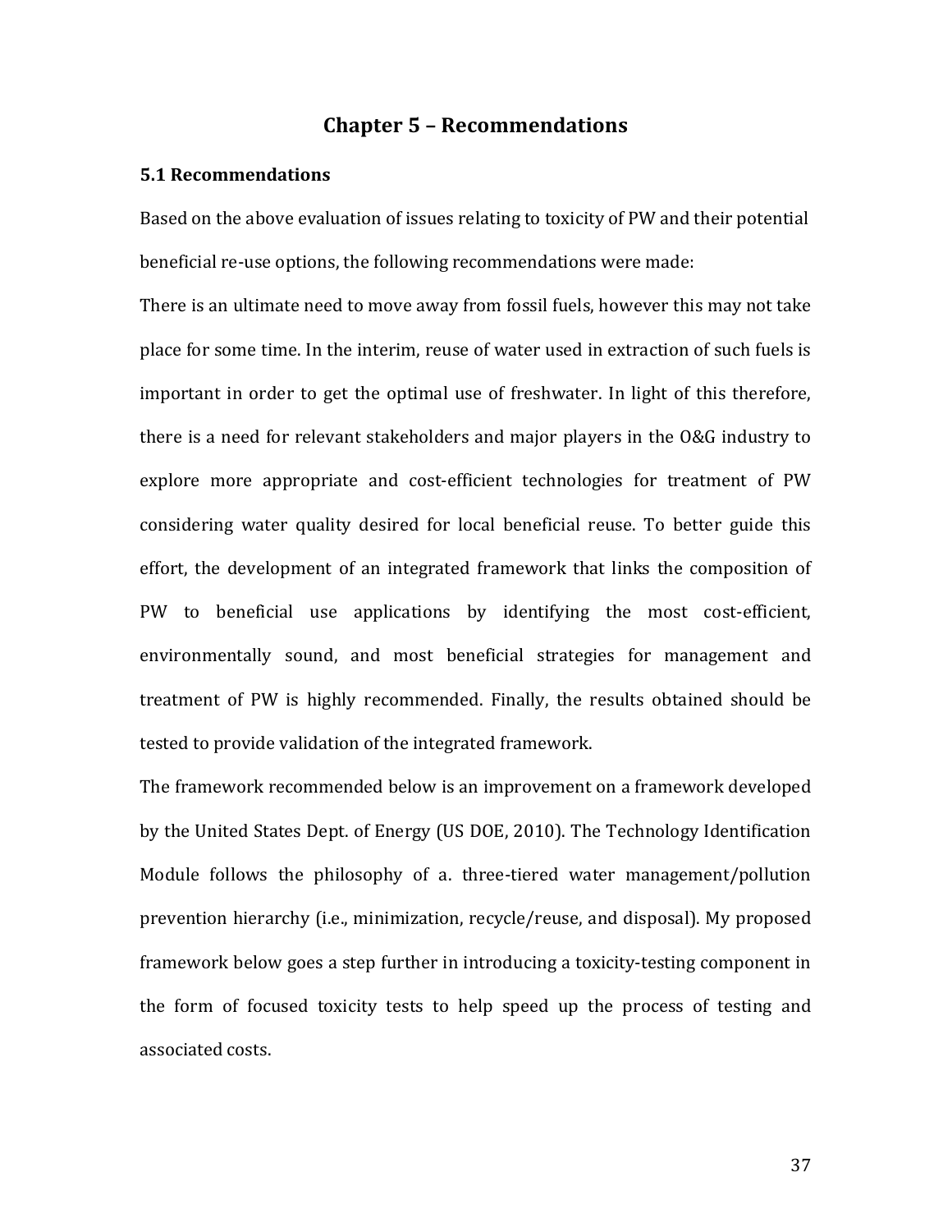# Chapter 5 – Recommendations

## 5.1 Recommendations

Based on the above evaluation of issues relating to toxicity of PW and their potential beneficial re-use options, the following recommendations were made:

There is an ultimate need to move away from fossil fuels, however this may not take place for some time. In the interim, reuse of water used in extraction of such fuels is important in order to get the optimal use of freshwater. In light of this therefore, there is a need for relevant stakeholders and major players in the O&G industry to explore more appropriate and cost-efficient technologies for treatment of PW considering water quality desired for local beneficial reuse. To better guide this effort, the development of an integrated framework that links the composition of PW to beneficial use applications by identifying the most cost-efficient, environmentally sound, and most beneficial strategies for management and treatment of PW is highly recommended. Finally, the results obtained should be tested to provide validation of the integrated framework.

The framework recommended below is an improvement on a framework developed by the United States Dept. of Energy (US DOE, 2010). The Technology Identification Module follows the philosophy of a. three-tiered water management/pollution prevention hierarchy (i.e., minimization, recycle/reuse, and disposal). My proposed framework below goes a step further in introducing a toxicity-testing component in the form of focused toxicity tests to help speed up the process of testing and associated costs.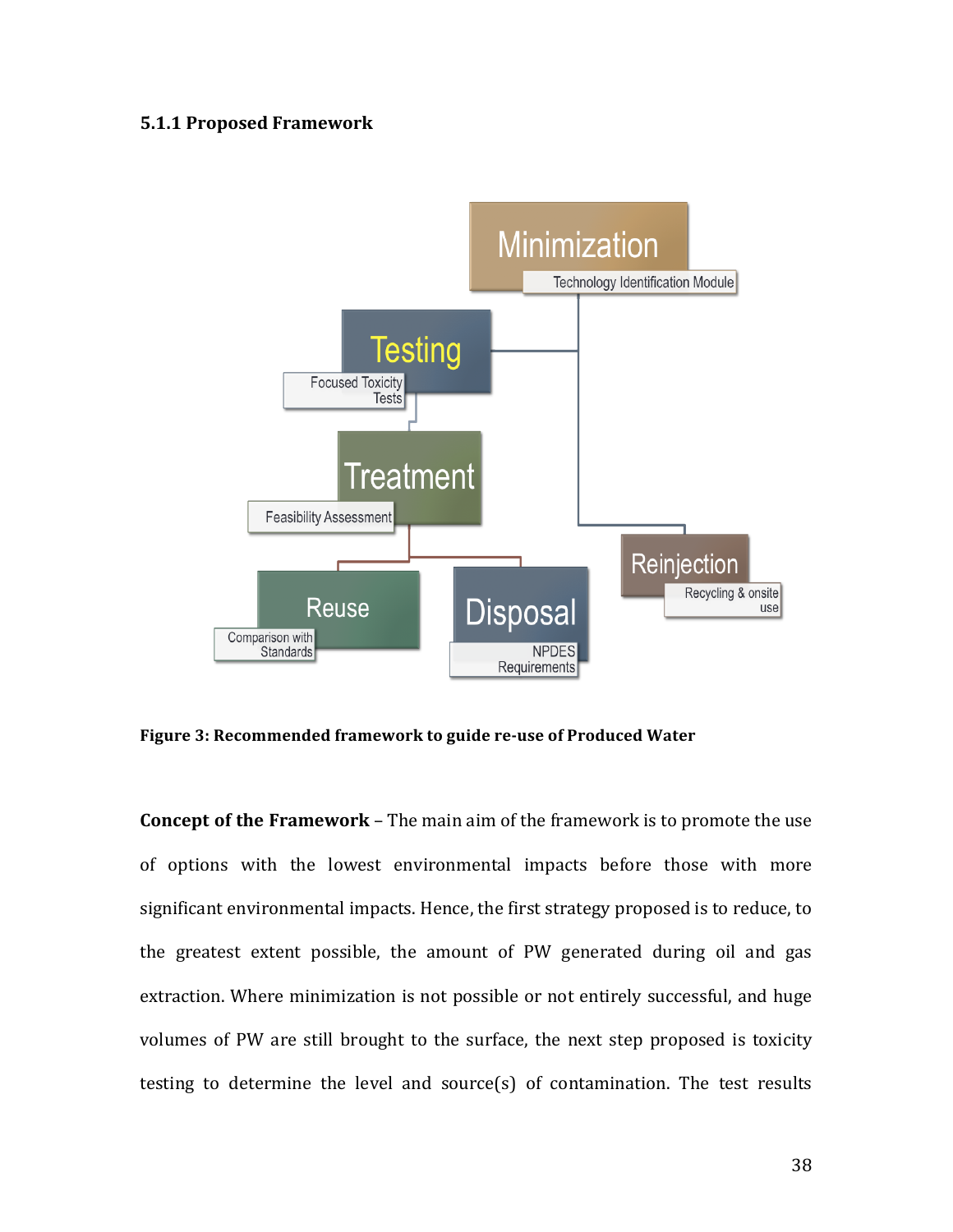### 5.1.1 Proposed Framework

Minimization

Technology Identification Module

Testing

Focused Toxicity Tests

Treatment

Feasibility Assessment

Reuse

Comparison with Standards

Disposal

NPDES Requirements

Reinjection

Recycling & onsite use

**Figure 3: Recommended framework to guide re-use of Produced Water**

**Concept of the Framework** – The main aim of the framework is to promote the use of options with the lowest environmental impacts before those with more significant environmental impacts. Hence, the first strategy proposed is to reduce, to the greatest extent possible, the amount of PW generated during oil and gas extraction. Where minimization is not possible or not entirely successful, and huge volumes of PW are still brought to the surface, the next step proposed is toxicity testing to determine the level and source(s) of contamination. The test results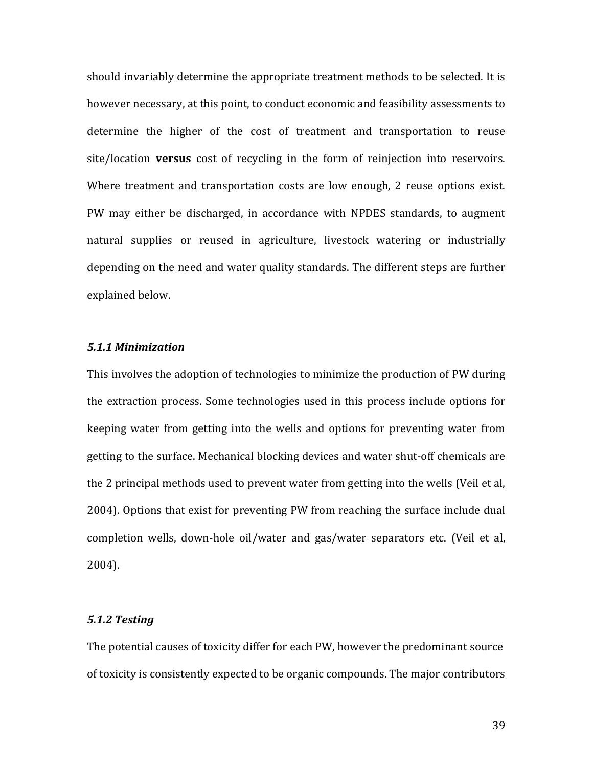should invariably determine the appropriate treatment methods to be selected. It is however necessary, at this point, to conduct economic and feasibility assessments to determine the higher of the cost of treatment and transportation to reuse site/location **versus** cost of recycling in the form of reinjection into reservoirs. Where treatment and transportation costs are low enough, 2 reuse options exist. PW may either be discharged, in accordance with NPDES standards, to augment natural supplies or reused in agriculture, livestock watering or industrially depending on the need and water quality standards. The different steps are further explained below.

### *5.1.1 Minimization*

This involves the adoption of technologies to minimize the production of PW during the extraction process. Some technologies used in this process include options for keeping water from getting into the wells and options for preventing water from getting to the surface. Mechanical blocking devices and water shut-off chemicals are the 2 principal methods used to prevent water from getting into the wells (Veil et al, 2004). Options that exist for preventing PW from reaching the surface include dual completion wells, down-hole oil/water and gas/water separators etc. (Veil et al, 2004).

### *5.1.2 Testing*

The potential causes of toxicity differ for each PW, however the predominant source of toxicity is consistently expected to be organic compounds. The major contributors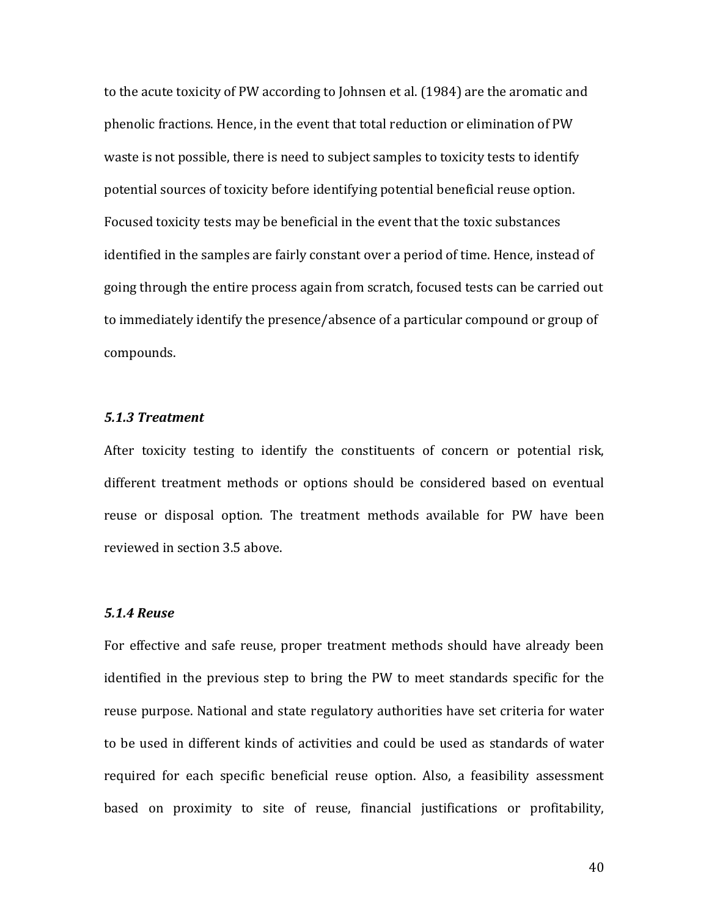to the acute toxicity of PW according to Johnsen et al. (1984) are the aromatic and phenolic fractions. Hence, in the event that total reduction or elimination of PW waste is not possible, there is need to subject samples to toxicity tests to identify potential sources of toxicity before identifying potential beneficial reuse option. Focused toxicity tests may be beneficial in the event that the toxic substances identified in the samples are fairly constant over a period of time. Hence, instead of going through the entire process again from scratch, focused tests can be carried out to immediately identify the presence/absence of a particular compound or group of compounds.

### *5.1.3 Treatment*

After toxicity testing to identify the constituents of concern or potential risk, different treatment methods or options should be considered based on eventual reuse or disposal option. The treatment methods available for PW have been reviewed in section 3.5 above.

### *5.1.4 Reuse*

For effective and safe reuse, proper treatment methods should have already been identified in the previous step to bring the PW to meet standards specific for the reuse purpose. National and state regulatory authorities have set criteria for water to be used in different kinds of activities and could be used as standards of water required for each specific beneficial reuse option. Also, a feasibility assessment based on proximity to site of reuse, financial justifications or profitability,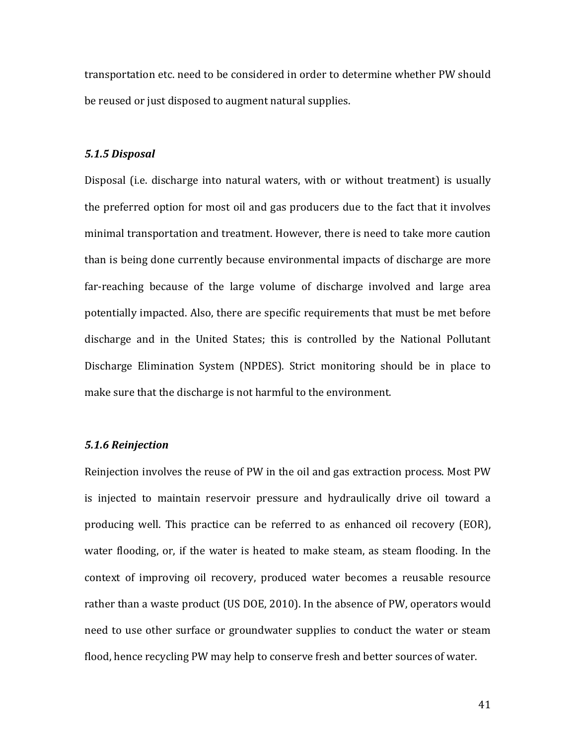transportation etc. need to be considered in order to determine whether PW should be reused or just disposed to augment natural supplies.

### *5.1.5 Disposal*

Disposal (i.e. discharge into natural waters, with or without treatment) is usually the preferred option for most oil and gas producers due to the fact that it involves minimal transportation and treatment. However, there is need to take more caution than is being done currently because environmental impacts of discharge are more far-reaching because of the large volume of discharge involved and large area potentially impacted. Also, there are specific requirements that must be met before discharge and in the United States; this is controlled by the National Pollutant Discharge Elimination System (NPDES). Strict monitoring should be in place to make sure that the discharge is not harmful to the environment.

### *5.1.6 Reinjection*

Reinjection involves the reuse of PW in the oil and gas extraction process. Most PW is injected to maintain reservoir pressure and hydraulically drive oil toward a producing well. This practice can be referred to as enhanced oil recovery (EOR), water flooding, or, if the water is heated to make steam, as steam flooding. In the context of improving oil recovery, produced water becomes a reusable resource rather than a waste product (US DOE, 2010). In the absence of PW, operators would need to use other surface or groundwater supplies to conduct the water or steam flood, hence recycling PW may help to conserve fresh and better sources of water.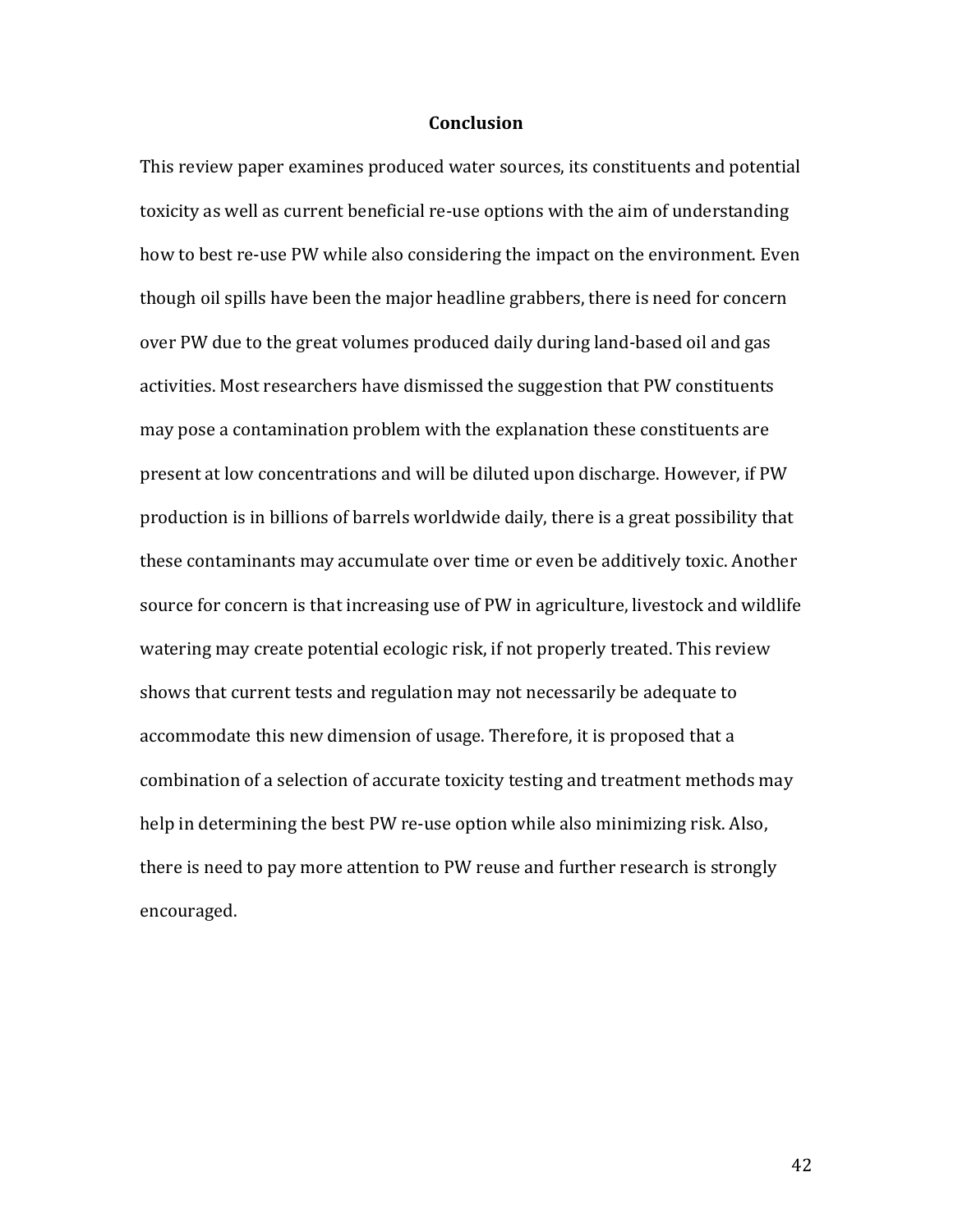# Conclusion

This review paper examines produced water sources, its constituents and potential toxicity as well as current beneficial re-use options with the aim of understanding how to best re-use PW while also considering the impact on the environment. Even though oil spills have been the major headline grabbers, there is need for concern over PW due to the great volumes produced daily during land-based oil and gas activities. Most researchers have dismissed the suggestion that PW constituents may pose a contamination problem with the explanation these constituents are present at low concentrations and will be diluted upon discharge. However, if PW production is in billions of barrels worldwide daily, there is a great possibility that these contaminants may accumulate over time or even be additively toxic. Another source for concern is that increasing use of PW in agriculture, livestock and wildlife watering may create potential ecologic risk, if not properly treated. This review shows that current tests and regulation may not necessarily be adequate to accommodate this new dimension of usage. Therefore, it is proposed that a combination of a selection of accurate toxicity testing and treatment methods may help in determining the best PW re-use option while also minimizing risk. Also, there is need to pay more attention to PW reuse and further research is strongly encouraged.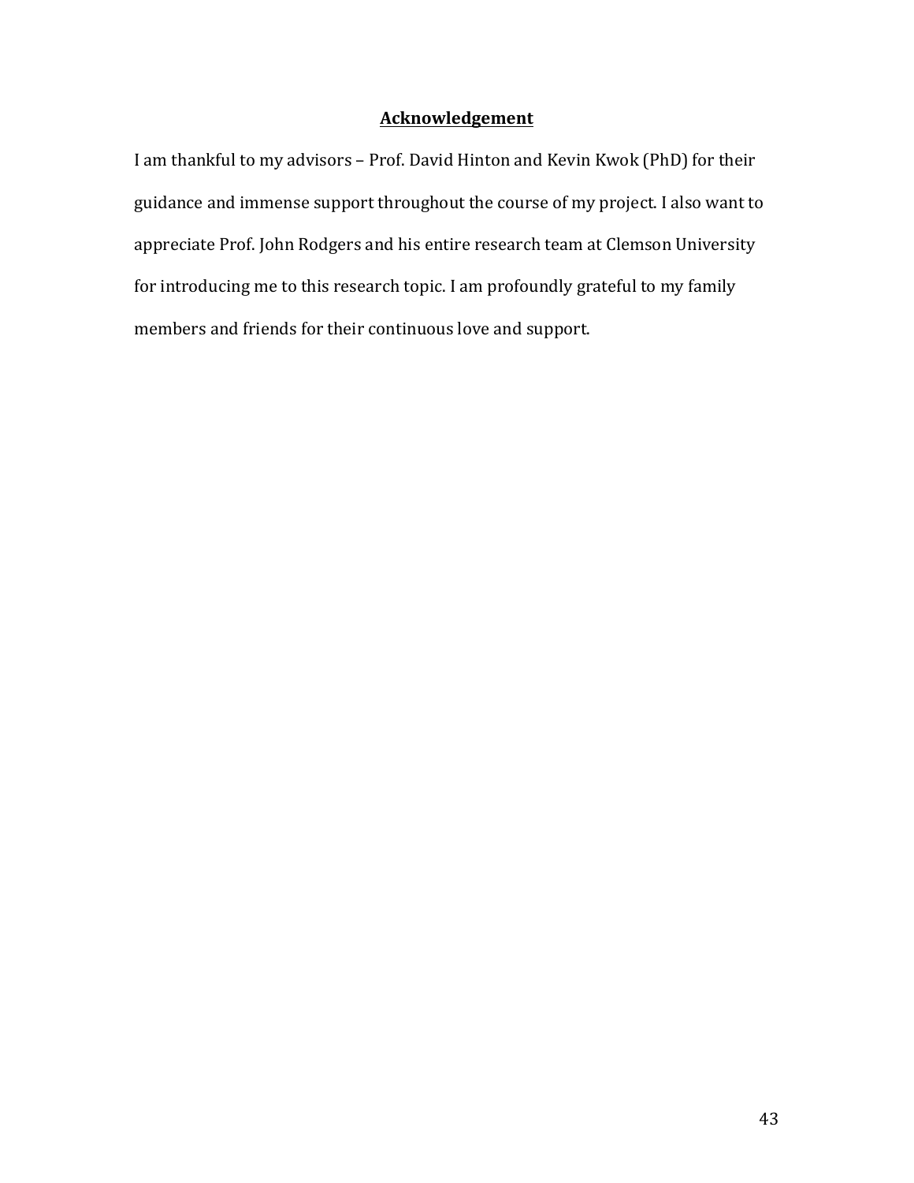## Acknowledgement

I am thankful to my advisors – Prof. David Hinton and Kevin Kwok (PhD) for their guidance and immense support throughout the course of my project. I also want to appreciate Prof. John Rodgers and his entire research team at Clemson University for introducing me to this research topic. I am profoundly grateful to my family members and friends for their continuous love and support.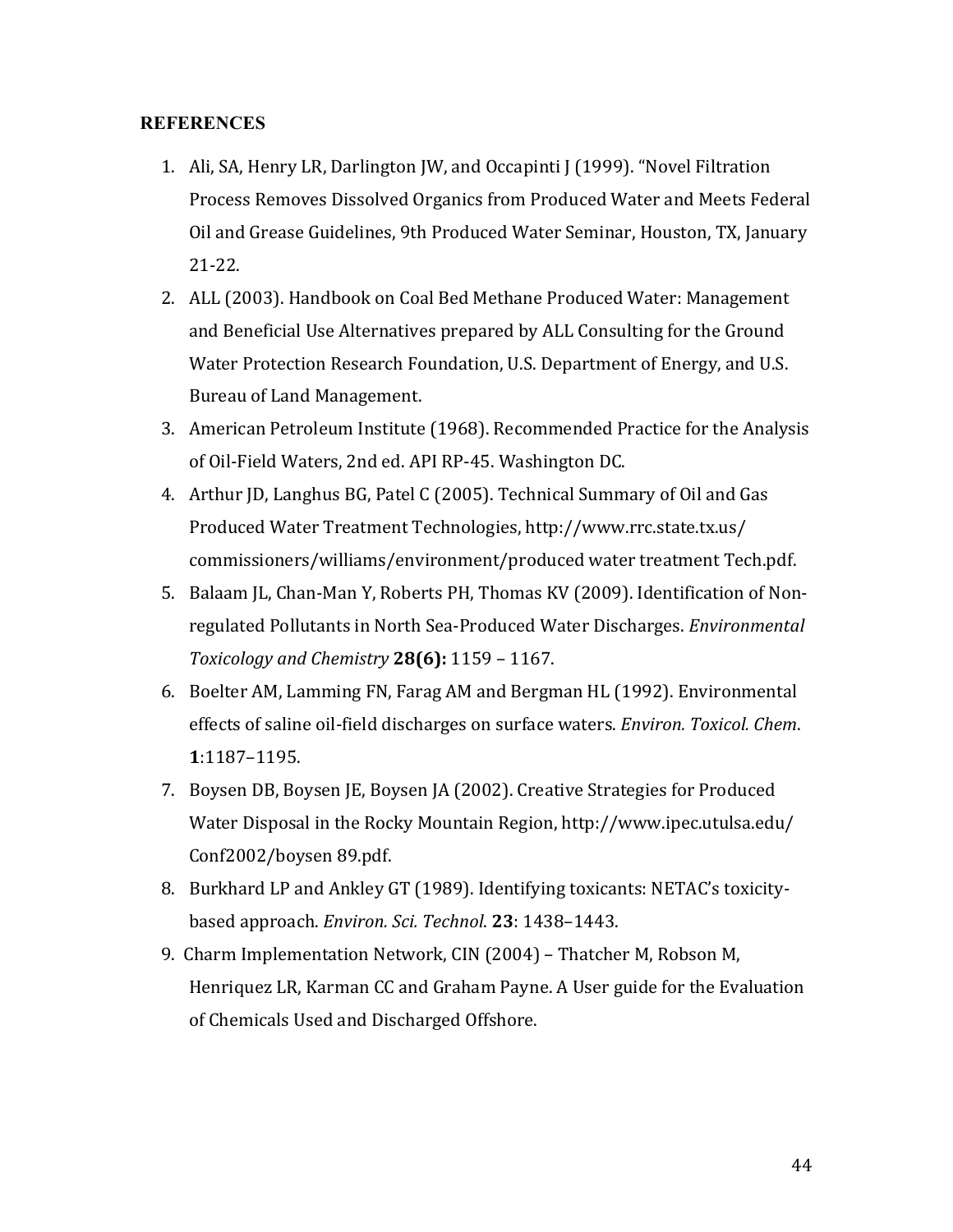## REFERENCES

1. Ali, SA, Henry LR, Darlington JW, and Occapinti J (1999). "Novel Filtration Process Removes Dissolved Organics from Produced Water and Meets Federal Oil and Grease Guidelines, 9th Produced Water Seminar, Houston, TX, January 21-22.
2. ALL (2003). Handbook on Coal Bed Methane Produced Water: Management and Beneficial Use Alternatives prepared by ALL Consulting for the Ground Water Protection Research Foundation, U.S. Department of Energy, and U.S. Bureau of Land Management.
3. American Petroleum Institute (1968). Recommended Practice for the Analysis of Oil-Field Waters, 2nd ed. API RP-45. Washington DC.
4. Arthur JD, Langhus BG, Patel C (2005). Technical Summary of Oil and Gas Produced Water Treatment Technologies, http://www.rrc.state.tx.us/commissioners/williams/environment/produced water treatment Tech.pdf.
5. Balaam JL, Chan-Man Y, Roberts PH, Thomas KV (2009). Identification of Non-regulated Pollutants in North Sea-Produced Water Discharges. *Environmental Toxicology and Chemistry* **28(6):** 1159 – 1167.
6. Boelter AM, Lamming FN, Farag AM and Bergman HL (1992). Environmental effects of saline oil-field discharges on surface waters. *Environ. Toxicol. Chem*. **1**:1187–1195.
7. Boysen DB, Boysen JE, Boysen JA (2002). Creative Strategies for Produced Water Disposal in the Rocky Mountain Region, http://www.ipec.utulsa.edu/Conf2002/boysen 89.pdf.
8. Burkhard LP and Ankley GT (1989). Identifying toxicants: NETAC's toxicity-based approach. *Environ. Sci. Technol*. **23**: 1438–1443.
9. Charm Implementation Network, CIN (2004) – Thatcher M, Robson M, Henriquez LR, Karman CC and Graham Payne. A User guide for the Evaluation of Chemicals Used and Discharged Offshore.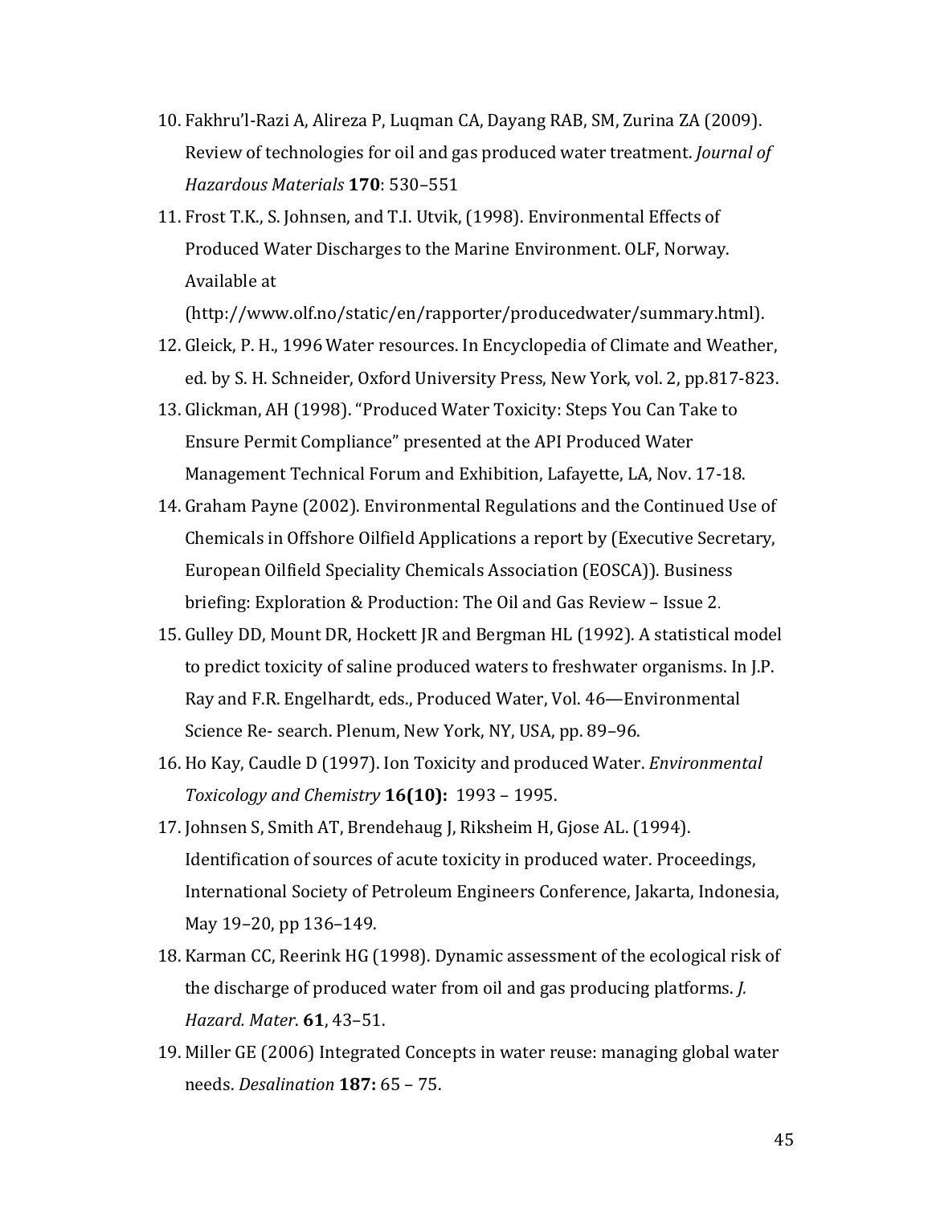10. Fakhru'l-Razi A, Alireza P, Luqman CA, Dayang RAB, SM, Zurina ZA (2009). Review of technologies for oil and gas produced water treatment. *Journal of Hazardous Materials* **170**: 530–551
11. Frost T.K., S. Johnsen, and T.I. Utvik, (1998). Environmental Effects of Produced Water Discharges to the Marine Environment. OLF, Norway. Available at (http://www.olf.no/static/en/rapporter/producedwater/summary.html).
12. Gleick, P. H., 1996 Water resources. In Encyclopedia of Climate and Weather, ed. by S. H. Schneider, Oxford University Press, New York, vol. 2, pp.817-823.
13. Glickman, AH (1998). "Produced Water Toxicity: Steps You Can Take to Ensure Permit Compliance" presented at the API Produced Water Management Technical Forum and Exhibition, Lafayette, LA, Nov. 17-18.
14. Graham Payne (2002). Environmental Regulations and the Continued Use of Chemicals in Offshore Oilfield Applications a report by (Executive Secretary, European Oilfield Speciality Chemicals Association (EOSCA)). Business briefing: Exploration & Production: The Oil and Gas Review – Issue 2.
15. Gulley DD, Mount DR, Hockett JR and Bergman HL (1992). A statistical model to predict toxicity of saline produced waters to freshwater organisms. In J.P. Ray and F.R. Engelhardt, eds., Produced Water, Vol. 46—Environmental Science Re- search. Plenum, New York, NY, USA, pp. 89–96.
16. Ho Kay, Caudle D (1997). Ion Toxicity and produced Water. *Environmental Toxicology and Chemistry* **16(10):** 1993 – 1995.
17. Johnsen S, Smith AT, Brendehaug J, Riksheim H, Gjose AL. (1994). Identification of sources of acute toxicity in produced water. Proceedings, International Society of Petroleum Engineers Conference, Jakarta, Indonesia, May 19–20, pp 136–149.
18. Karman CC, Reerink HG (1998). Dynamic assessment of the ecological risk of the discharge of produced water from oil and gas producing platforms. *J. Hazard. Mater*. **61**, 43–51.
19. Miller GE (2006) Integrated Concepts in water reuse: managing global water needs. *Desalination* **187:** 65 – 75.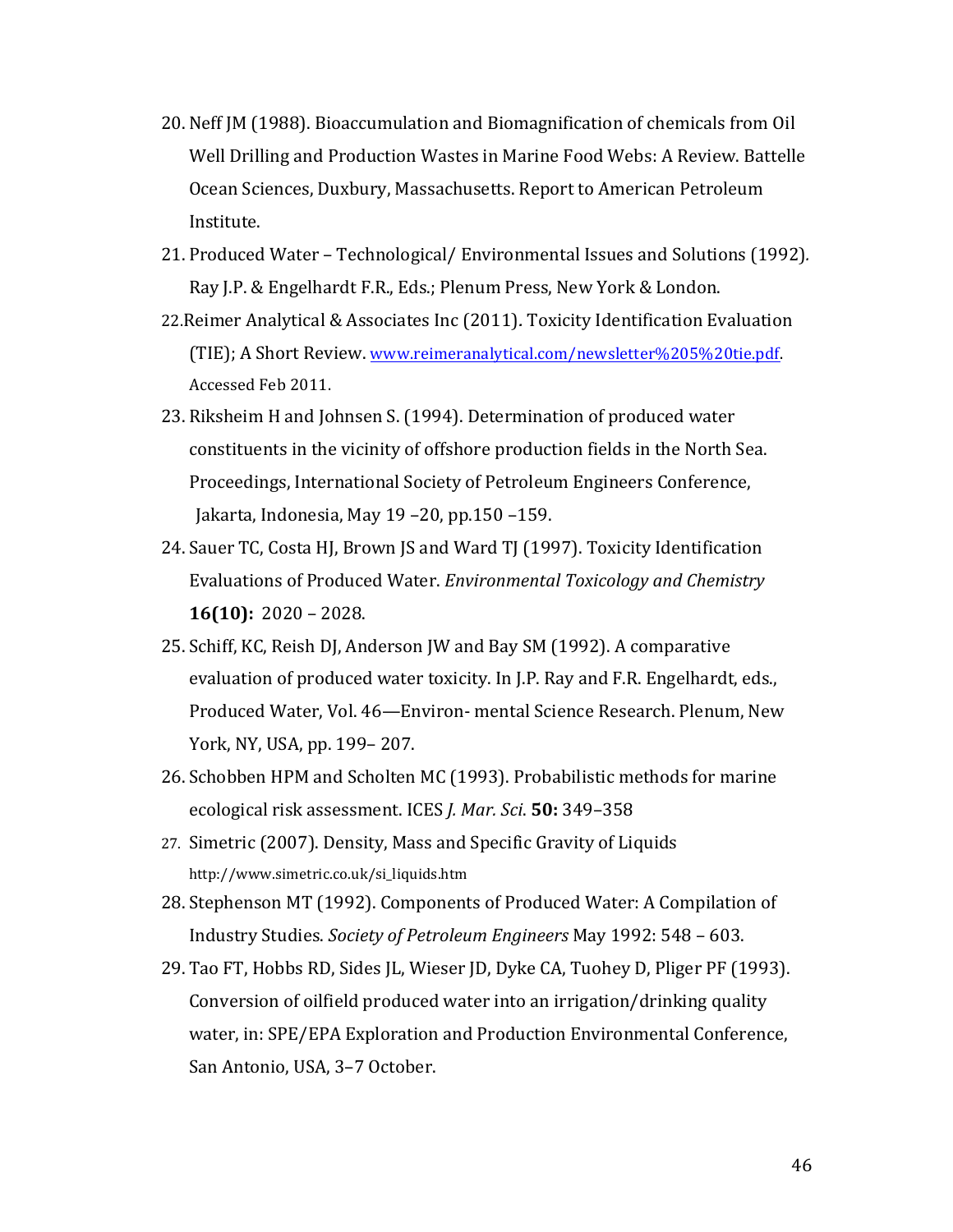20. Neff JM (1988). Bioaccumulation and Biomagnification of chemicals from Oil Well Drilling and Production Wastes in Marine Food Webs: A Review. Battelle Ocean Sciences, Duxbury, Massachusetts. Report to American Petroleum Institute.
21. Produced Water – Technological/ Environmental Issues and Solutions (1992). Ray J.P. & Engelhardt F.R., Eds.; Plenum Press, New York & London.
22. Reimer Analytical & Associates Inc (2011). Toxicity Identification Evaluation (TIE); A Short Review. www.reimeranalytical.com/newsletter%205%20tie.pdf. Accessed Feb 2011.
23. Riksheim H and Johnsen S. (1994). Determination of produced water constituents in the vicinity of offshore production fields in the North Sea. Proceedings, International Society of Petroleum Engineers Conference, Jakarta, Indonesia, May 19 –20, pp.150 –159.
24. Sauer TC, Costa HJ, Brown JS and Ward TJ (1997). Toxicity Identification Evaluations of Produced Water. *Environmental Toxicology and Chemistry* **16(10):** 2020 – 2028.
25. Schiff, KC, Reish DJ, Anderson JW and Bay SM (1992). A comparative evaluation of produced water toxicity. In J.P. Ray and F.R. Engelhardt, eds., Produced Water, Vol. 46—Environ- mental Science Research. Plenum, New York, NY, USA, pp. 199– 207.
26. Schobben HPM and Scholten MC (1993). Probabilistic methods for marine ecological risk assessment. ICES *J. Mar. Sci.* **50:** 349–358
27. Simetric (2007). Density, Mass and Specific Gravity of Liquids http://www.simetric.co.uk/si_liquids.htm
28. Stephenson MT (1992). Components of Produced Water: A Compilation of Industry Studies. *Society of Petroleum Engineers* May 1992: 548 – 603.
29. Tao FT, Hobbs RD, Sides JL, Wieser JD, Dyke CA, Tuohey D, Pliger PF (1993). Conversion of oilfield produced water into an irrigation/drinking quality water, in: SPE/EPA Exploration and Production Environmental Conference, San Antonio, USA, 3–7 October.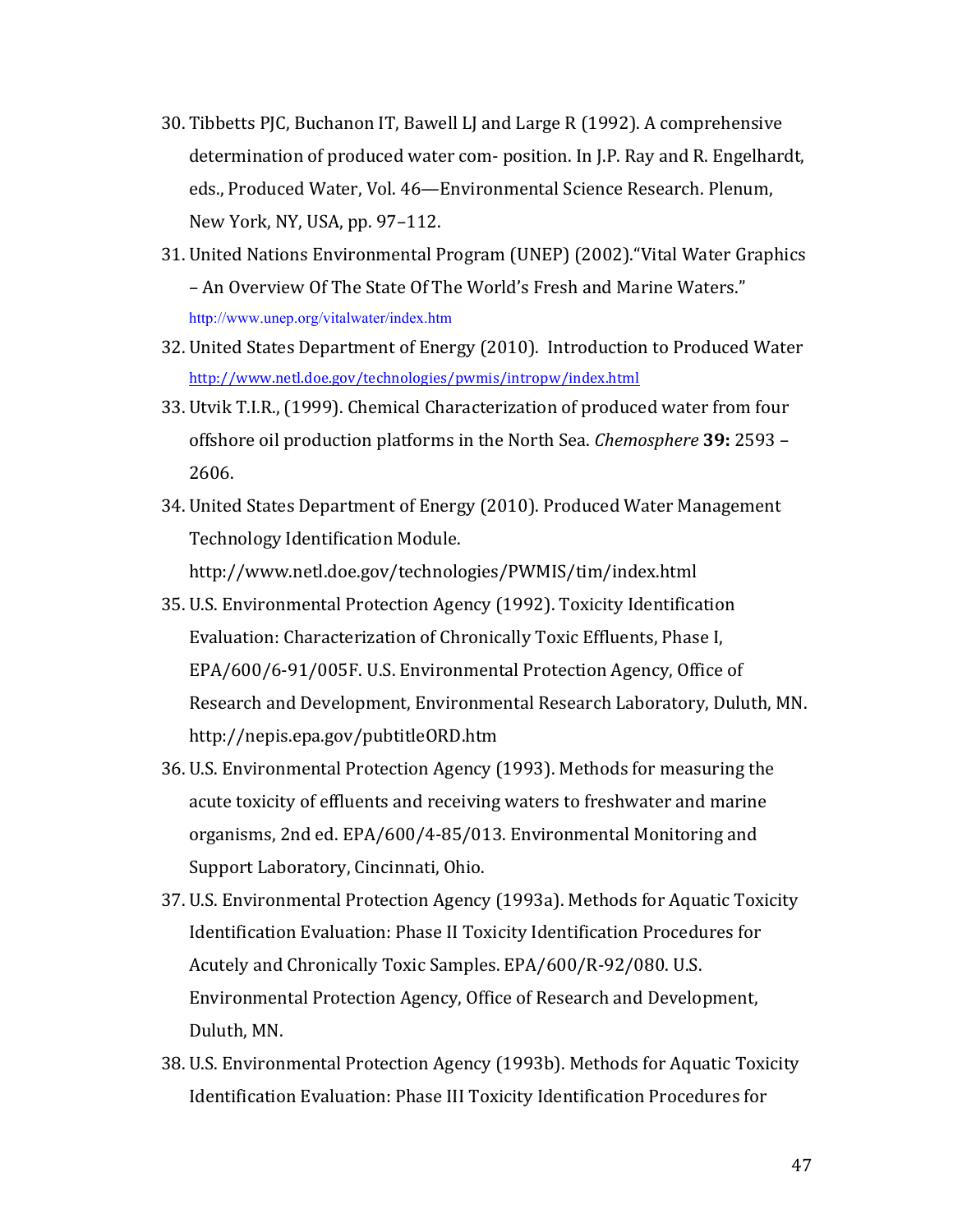30. Tibbetts PJC, Buchanon IT, Bawell LJ and Large R (1992). A comprehensive determination of produced water com- position. In J.P. Ray and R. Engelhardt, eds., Produced Water, Vol. 46—Environmental Science Research. Plenum, New York, NY, USA, pp. 97–112.
31. United Nations Environmental Program (UNEP) (2002)."Vital Water Graphics – An Overview Of The State Of The World's Fresh and Marine Waters." http://www.unep.org/vitalwater/index.htm
32. United States Department of Energy (2010). Introduction to Produced Water http://www.netl.doe.gov/technologies/pwmis/intropw/index.html
33. Utvik T.I.R., (1999). Chemical Characterization of produced water from four offshore oil production platforms in the North Sea. *Chemosphere* **39:** 2593 – 2606.
34. United States Department of Energy (2010). Produced Water Management Technology Identification Module. http://www.netl.doe.gov/technologies/PWMIS/tim/index.html
35. U.S. Environmental Protection Agency (1992). Toxicity Identification Evaluation: Characterization of Chronically Toxic Effluents, Phase I, EPA/600/6-91/005F. U.S. Environmental Protection Agency, Office of Research and Development, Environmental Research Laboratory, Duluth, MN. http://nepis.epa.gov/pubtitleORD.htm
36. U.S. Environmental Protection Agency (1993). Methods for measuring the acute toxicity of effluents and receiving waters to freshwater and marine organisms, 2nd ed. EPA/600/4-85/013. Environmental Monitoring and Support Laboratory, Cincinnati, Ohio.
37. U.S. Environmental Protection Agency (1993a). Methods for Aquatic Toxicity Identification Evaluation: Phase II Toxicity Identification Procedures for Acutely and Chronically Toxic Samples. EPA/600/R-92/080. U.S. Environmental Protection Agency, Office of Research and Development, Duluth, MN.
38. U.S. Environmental Protection Agency (1993b). Methods for Aquatic Toxicity Identification Evaluation: Phase III Toxicity Identification Procedures for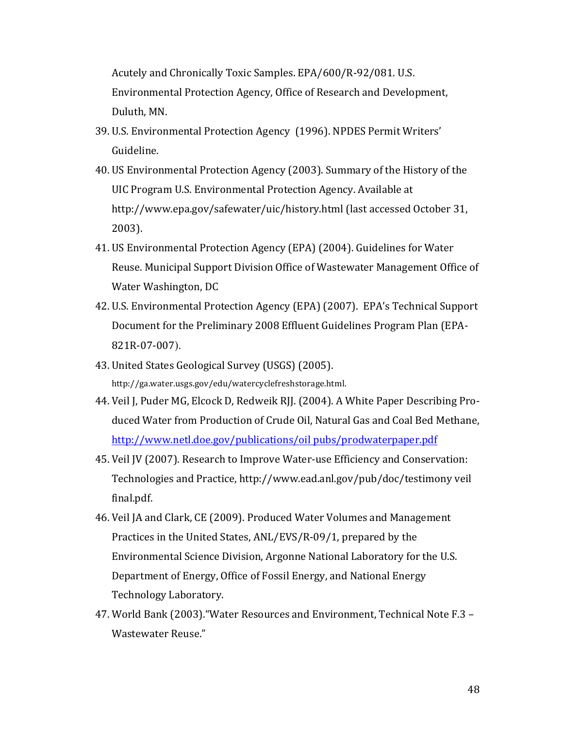Acutely and Chronically Toxic Samples. EPA/600/R-92/081. U.S. Environmental Protection Agency, Office of Research and Development, Duluth, MN.

39. U.S. Environmental Protection Agency (1996). NPDES Permit Writers' Guideline.
40. US Environmental Protection Agency (2003). Summary of the History of the UIC Program U.S. Environmental Protection Agency. Available at http://www.epa.gov/safewater/uic/history.html (last accessed October 31, 2003).
41. US Environmental Protection Agency (EPA) (2004). Guidelines for Water Reuse. Municipal Support Division Office of Wastewater Management Office of Water Washington, DC
42. U.S. Environmental Protection Agency (EPA) (2007). EPA's Technical Support Document for the Preliminary 2008 Effluent Guidelines Program Plan (EPA-821R-07-007).
43. United States Geological Survey (USGS) (2005). http://ga.water.usgs.gov/edu/watercyclefreshstorage.html.
44. Veil J, Puder MG, Elcock D, Redweik RJJ. (2004). A White Paper Describing Produced Water from Production of Crude Oil, Natural Gas and Coal Bed Methane, http://www.netl.doe.gov/publications/oil pubs/prodwaterpaper.pdf
45. Veil JV (2007). Research to Improve Water-use Efficiency and Conservation: Technologies and Practice, http://www.ead.anl.gov/pub/doc/testimony veil final.pdf.
46. Veil JA and Clark, CE (2009). Produced Water Volumes and Management Practices in the United States, ANL/EVS/R-09/1, prepared by the Environmental Science Division, Argonne National Laboratory for the U.S. Department of Energy, Office of Fossil Energy, and National Energy Technology Laboratory.
47. World Bank (2003)."Water Resources and Environment, Technical Note F.3 – Wastewater Reuse."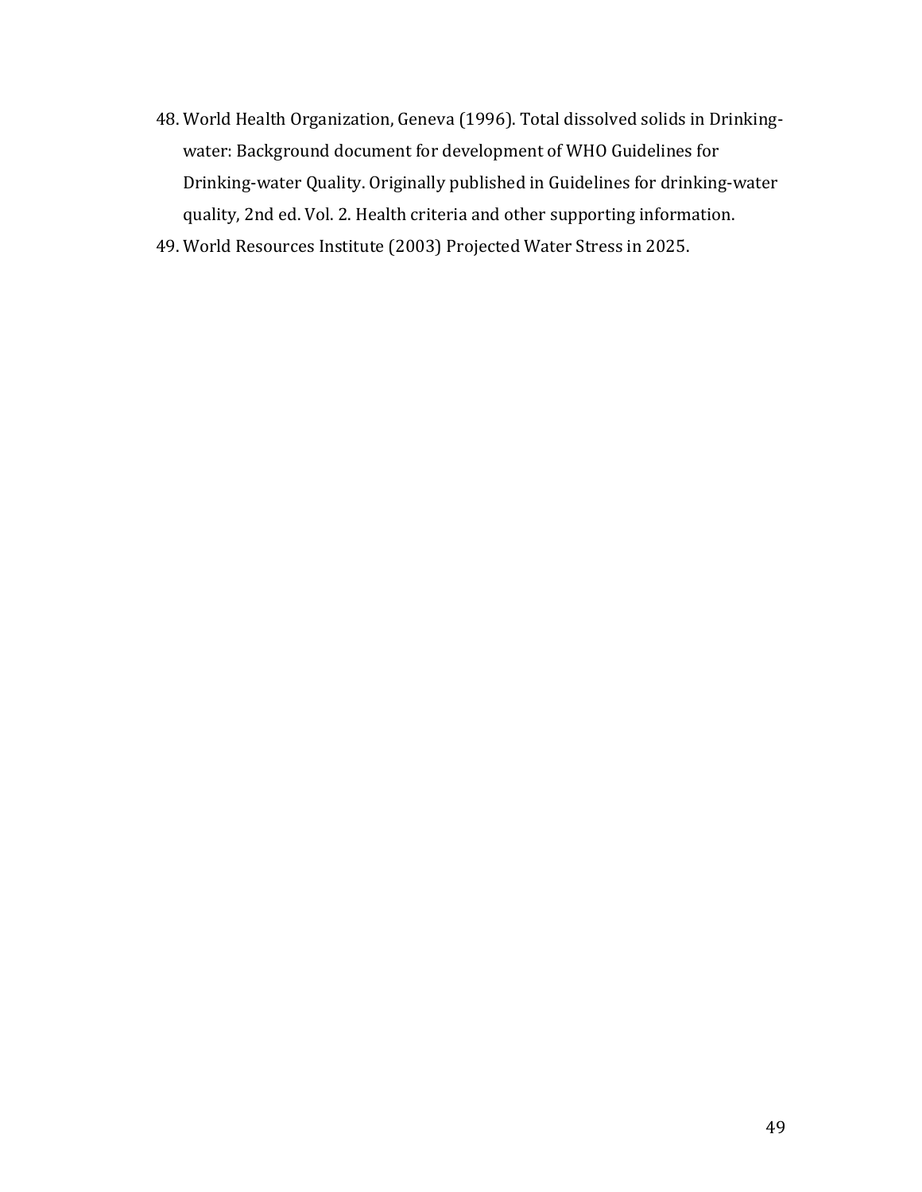48. World Health Organization, Geneva (1996). Total dissolved solids in Drinking-water: Background document for development of WHO Guidelines for Drinking-water Quality. Originally published in Guidelines for drinking-water quality, 2nd ed. Vol. 2. Health criteria and other supporting information.
49. World Resources Institute (2003) Projected Water Stress in 2025.